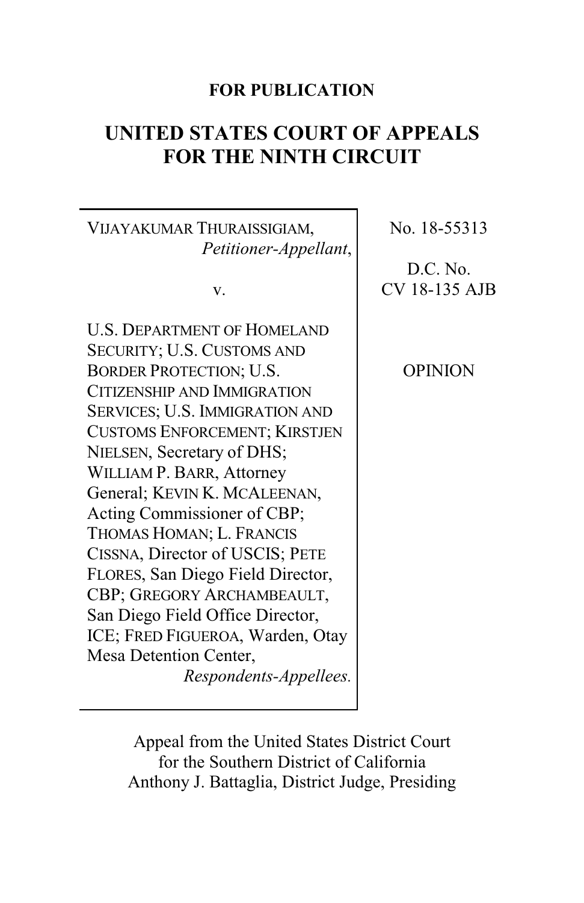**FOR PUBLICATION**

# UNITED STATES COURT OF APPEALS FOR THE NINTH CIRCUIT

| | |
|---|---|
| VIJAYAKUMAR THURAISSIGIAM, *Petitioner-Appellant*, <br><br> v. <br><br> U.S. DEPARTMENT OF HOMELAND SECURITY; U.S. CUSTOMS AND BORDER PROTECTION; U.S. CITIZENSHIP AND IMMIGRATION SERVICES; U.S. IMMIGRATION AND CUSTOMS ENFORCEMENT; KIRSTJEN NIELSEN, Secretary of DHS; WILLIAM P. BARR, Attorney General; KEVIN K. MCALEENAN, Acting Commissioner of CBP; THOMAS HOMAN; L. FRANCIS CISSNA, Director of USCIS; PETE FLORES, San Diego Field Director, CBP; GREGORY ARCHAMBEAULT, San Diego Field Office Director, ICE; FRED FIGUEROA, Warden, Otay Mesa Detention Center, *Respondents-Appellees.* | No. 18-55313 <br><br> D.C. No. CV 18-135 AJB <br><br> OPINION |

Appeal from the United States District Court for the Southern District of California
Anthony J. Battaglia, District Judge, Presiding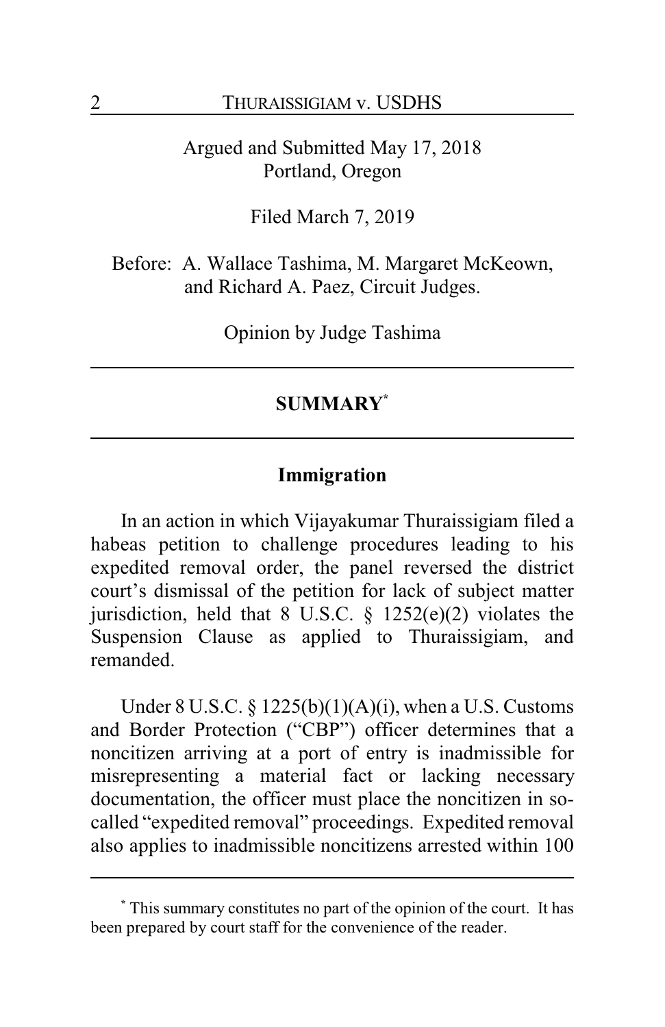Argued and Submitted May 17, 2018
Portland, Oregon

Filed March 7, 2019

Before: A. Wallace Tashima, M. Margaret McKeown, and Richard A. Paez, Circuit Judges.

Opinion by Judge Tashima

---

## SUMMARY[*]

---

### Immigration

In an action in which Vijayakumar Thuraissigiam filed a habeas petition to challenge procedures leading to his expedited removal order, the panel reversed the district court's dismissal of the petition for lack of subject matter jurisdiction, held that 8 U.S.C. § 1252(e)(2) violates the Suspension Clause as applied to Thuraissigiam, and remanded.

Under 8 U.S.C. § 1225(b)(1)(A)(i), when a U.S. Customs and Border Protection ("CBP") officer determines that a noncitizen arriving at a port of entry is inadmissible for misrepresenting a material fact or lacking necessary documentation, the officer must place the noncitizen in so-called "expedited removal" proceedings. Expedited removal also applies to inadmissible noncitizens arrested within 100

---

[*] This summary constitutes no part of the opinion of the court. It has been prepared by court staff for the convenience of the reader.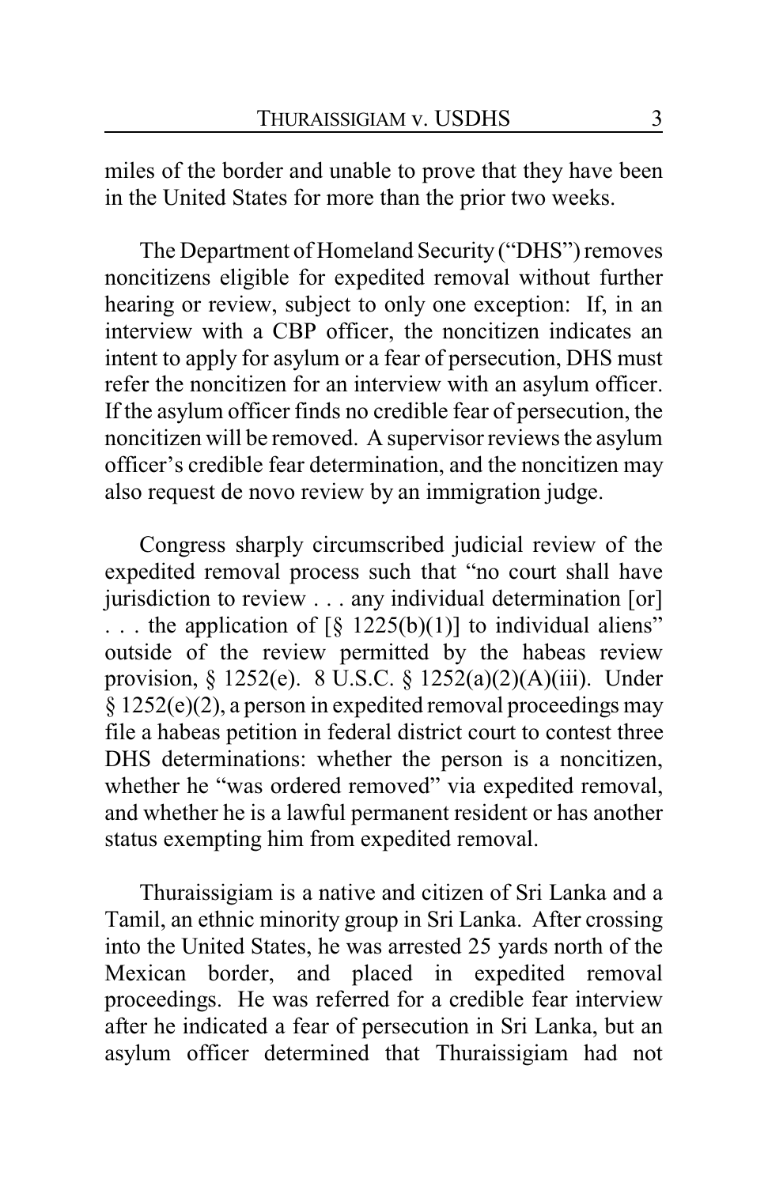miles of the border and unable to prove that they have been in the United States for more than the prior two weeks.

The Department of Homeland Security ("DHS") removes noncitizens eligible for expedited removal without further hearing or review, subject to only one exception: If, in an interview with a CBP officer, the noncitizen indicates an intent to apply for asylum or a fear of persecution, DHS must refer the noncitizen for an interview with an asylum officer. If the asylum officer finds no credible fear of persecution, the noncitizen will be removed. A supervisor reviews the asylum officer's credible fear determination, and the noncitizen may also request de novo review by an immigration judge.

Congress sharply circumscribed judicial review of the expedited removal process such that "no court shall have jurisdiction to review . . . any individual determination [or] . . . the application of [§ 1225(b)(1)] to individual aliens" outside of the review permitted by the habeas review provision, § 1252(e). 8 U.S.C. § 1252(a)(2)(A)(iii). Under § 1252(e)(2), a person in expedited removal proceedings may file a habeas petition in federal district court to contest three DHS determinations: whether the person is a noncitizen, whether he "was ordered removed" via expedited removal, and whether he is a lawful permanent resident or has another status exempting him from expedited removal.

Thuraissigiam is a native and citizen of Sri Lanka and a Tamil, an ethnic minority group in Sri Lanka. After crossing into the United States, he was arrested 25 yards north of the Mexican border, and placed in expedited removal proceedings. He was referred for a credible fear interview after he indicated a fear of persecution in Sri Lanka, but an asylum officer determined that Thuraissigiam had not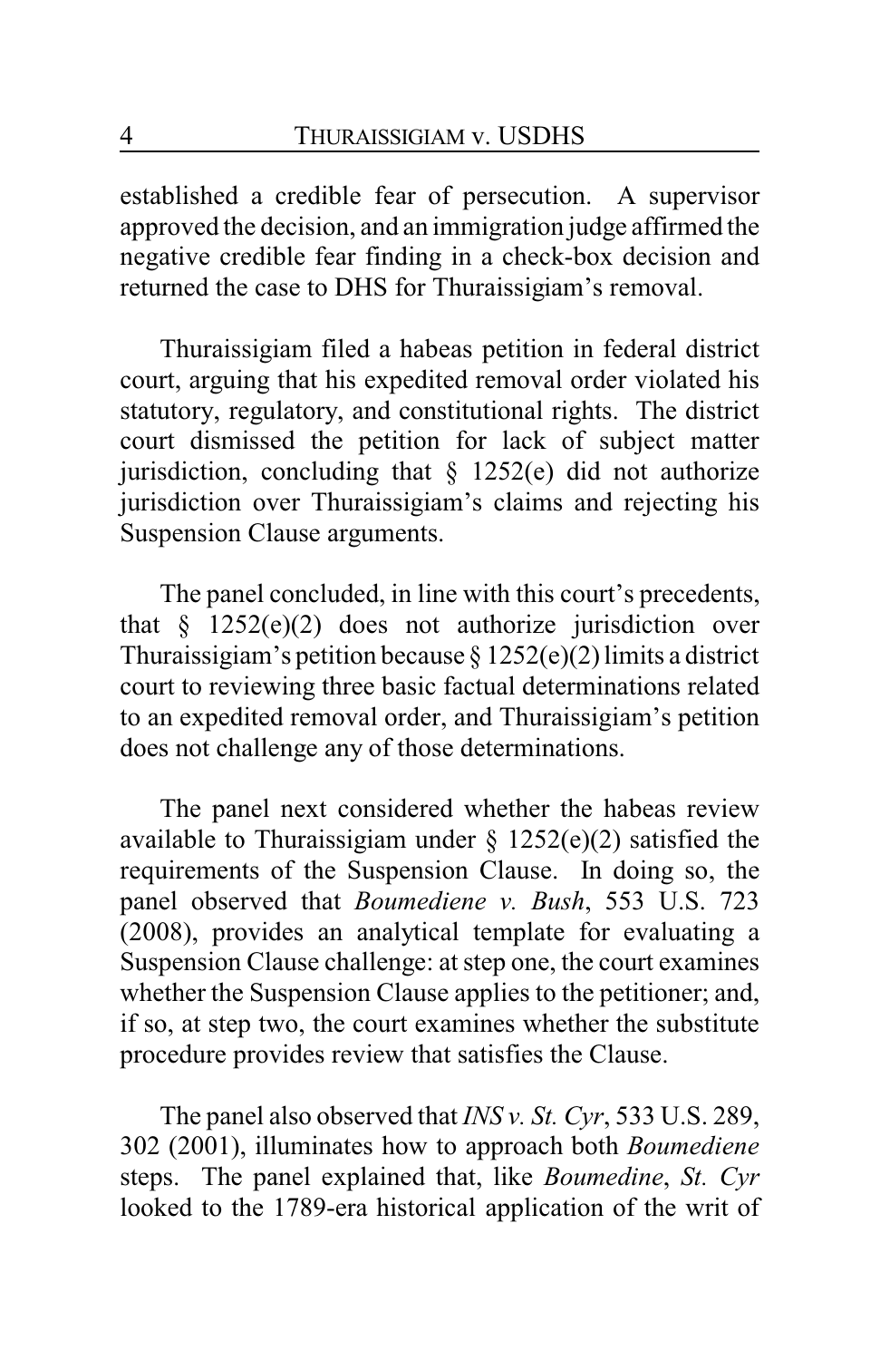established a credible fear of persecution. A supervisor approved the decision, and an immigration judge affirmed the negative credible fear finding in a check-box decision and returned the case to DHS for Thuraissigiam's removal.

Thuraissigiam filed a habeas petition in federal district court, arguing that his expedited removal order violated his statutory, regulatory, and constitutional rights. The district court dismissed the petition for lack of subject matter jurisdiction, concluding that § 1252(e) did not authorize jurisdiction over Thuraissigiam's claims and rejecting his Suspension Clause arguments.

The panel concluded, in line with this court's precedents, that § 1252(e)(2) does not authorize jurisdiction over Thuraissigiam's petition because § 1252(e)(2) limits a district court to reviewing three basic factual determinations related to an expedited removal order, and Thuraissigiam's petition does not challenge any of those determinations.

The panel next considered whether the habeas review available to Thuraissigiam under § 1252(e)(2) satisfied the requirements of the Suspension Clause. In doing so, the panel observed that *Boumediene v. Bush*, 553 U.S. 723 (2008), provides an analytical template for evaluating a Suspension Clause challenge: at step one, the court examines whether the Suspension Clause applies to the petitioner; and, if so, at step two, the court examines whether the substitute procedure provides review that satisfies the Clause.

The panel also observed that *INS v. St. Cyr*, 533 U.S. 289, 302 (2001), illuminates how to approach both *Boumediene* steps. The panel explained that, like *Boumedine*, *St. Cyr* looked to the 1789-era historical application of the writ of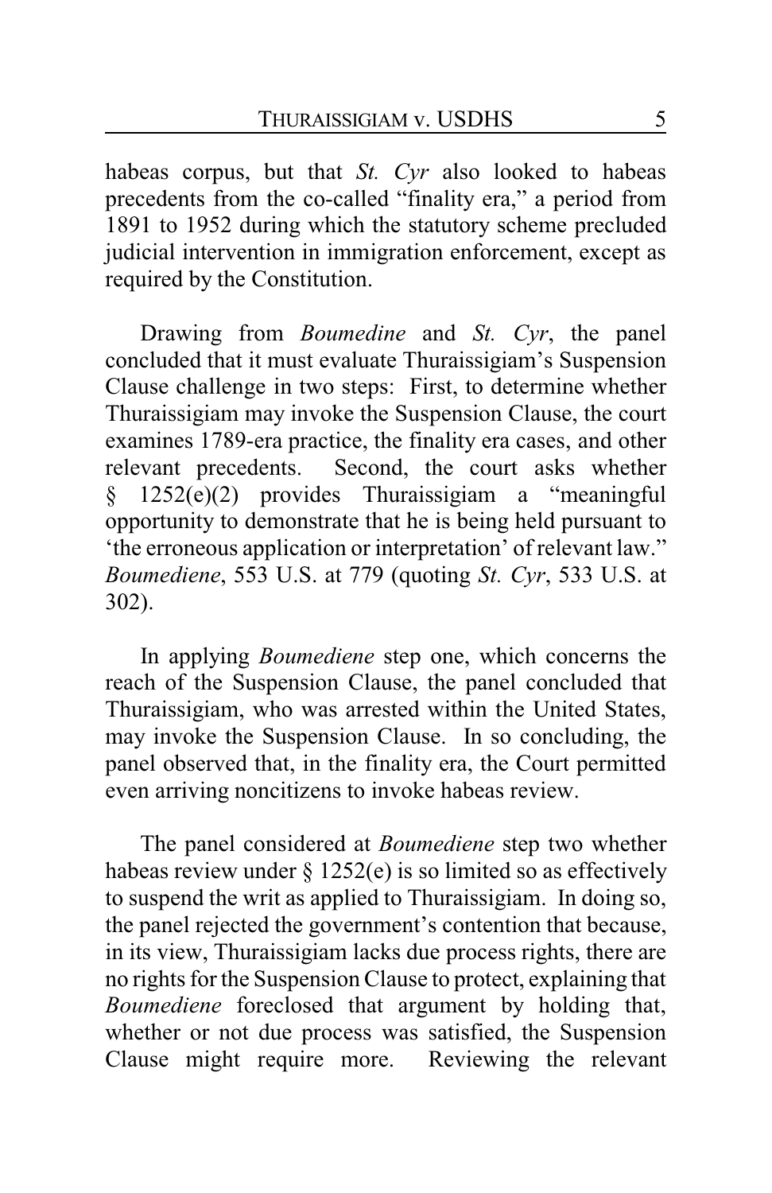habeas corpus, but that *St. Cyr* also looked to habeas precedents from the co-called "finality era," a period from 1891 to 1952 during which the statutory scheme precluded judicial intervention in immigration enforcement, except as required by the Constitution.

Drawing from *Boumedine* and *St. Cyr*, the panel concluded that it must evaluate Thuraissigiam's Suspension Clause challenge in two steps: First, to determine whether Thuraissigiam may invoke the Suspension Clause, the court examines 1789-era practice, the finality era cases, and other relevant precedents. Second, the court asks whether § 1252(e)(2) provides Thuraissigiam a "meaningful opportunity to demonstrate that he is being held pursuant to 'the erroneous application or interpretation' of relevant law." *Boumediene*, 553 U.S. at 779 (quoting *St. Cyr*, 533 U.S. at 302).

In applying *Boumediene* step one, which concerns the reach of the Suspension Clause, the panel concluded that Thuraissigiam, who was arrested within the United States, may invoke the Suspension Clause. In so concluding, the panel observed that, in the finality era, the Court permitted even arriving noncitizens to invoke habeas review.

The panel considered at *Boumediene* step two whether habeas review under § 1252(e) is so limited so as effectively to suspend the writ as applied to Thuraissigiam. In doing so, the panel rejected the government's contention that because, in its view, Thuraissigiam lacks due process rights, there are no rights for the Suspension Clause to protect, explaining that *Boumediene* foreclosed that argument by holding that, whether or not due process was satisfied, the Suspension Clause might require more. Reviewing the relevant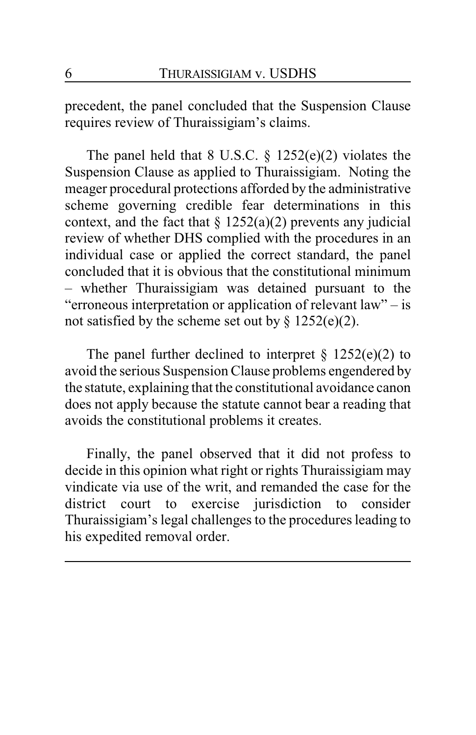precedent, the panel concluded that the Suspension Clause requires review of Thuraissigiam's claims.

The panel held that 8 U.S.C. § 1252(e)(2) violates the Suspension Clause as applied to Thuraissigiam. Noting the meager procedural protections afforded by the administrative scheme governing credible fear determinations in this context, and the fact that § 1252(a)(2) prevents any judicial review of whether DHS complied with the procedures in an individual case or applied the correct standard, the panel concluded that it is obvious that the constitutional minimum – whether Thuraissigiam was detained pursuant to the "erroneous interpretation or application of relevant law" – is not satisfied by the scheme set out by § 1252(e)(2).

The panel further declined to interpret § 1252(e)(2) to avoid the serious Suspension Clause problems engendered by the statute, explaining that the constitutional avoidance canon does not apply because the statute cannot bear a reading that avoids the constitutional problems it creates.

Finally, the panel observed that it did not profess to decide in this opinion what right or rights Thuraissigiam may vindicate via use of the writ, and remanded the case for the district court to exercise jurisdiction to consider Thuraissigiam's legal challenges to the procedures leading to his expedited removal order.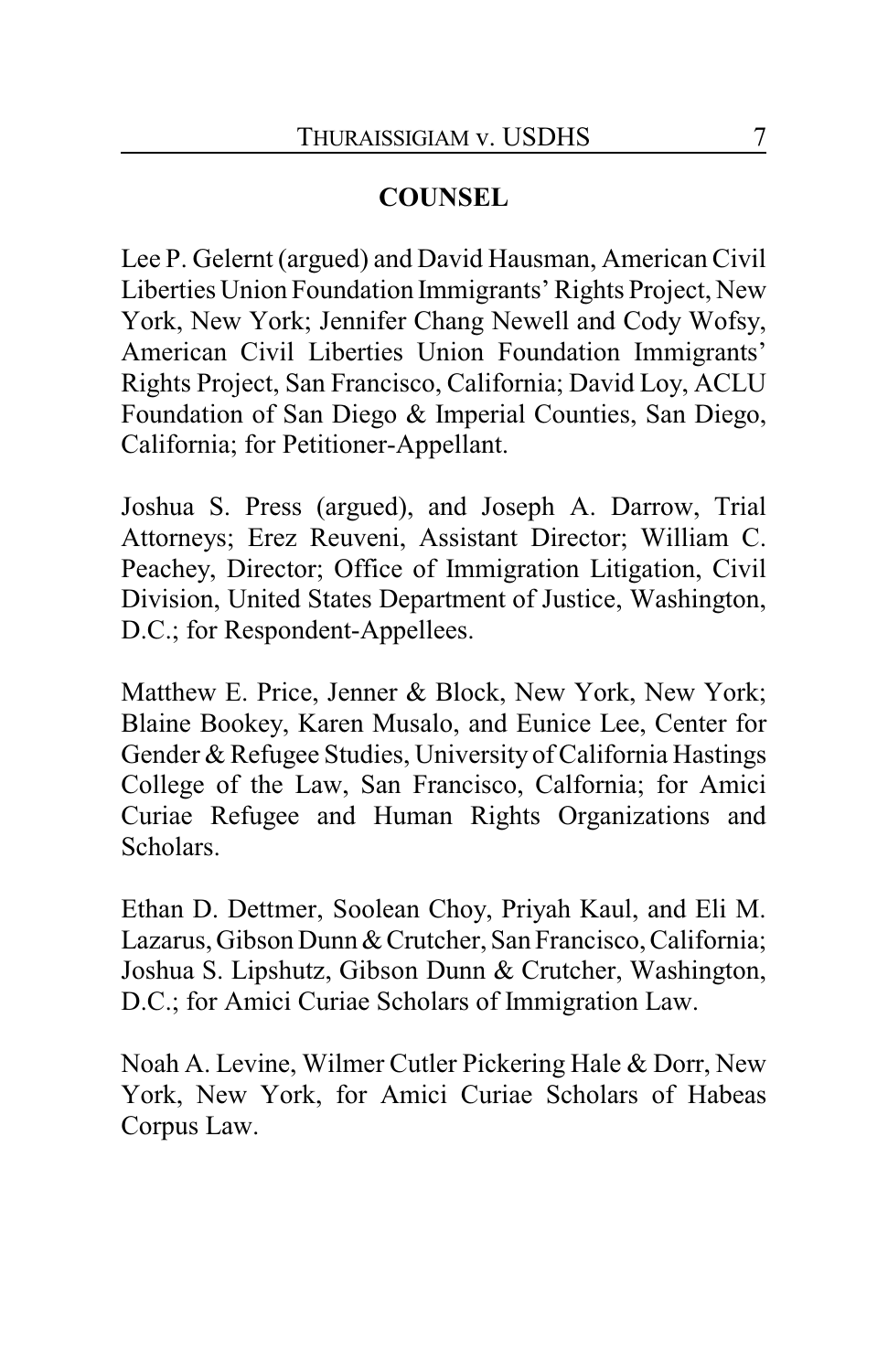**COUNSEL**

Lee P. Gelernt (argued) and David Hausman, American Civil Liberties Union Foundation Immigrants' Rights Project, New York, New York; Jennifer Chang Newell and Cody Wofsy, American Civil Liberties Union Foundation Immigrants' Rights Project, San Francisco, California; David Loy, ACLU Foundation of San Diego & Imperial Counties, San Diego, California; for Petitioner-Appellant.

Joshua S. Press (argued), and Joseph A. Darrow, Trial Attorneys; Erez Reuveni, Assistant Director; William C. Peachey, Director; Office of Immigration Litigation, Civil Division, United States Department of Justice, Washington, D.C.; for Respondent-Appellees.

Matthew E. Price, Jenner & Block, New York, New York; Blaine Bookey, Karen Musalo, and Eunice Lee, Center for Gender & Refugee Studies, University of California Hastings College of the Law, San Francisco, Calfornia; for Amici Curiae Refugee and Human Rights Organizations and Scholars.

Ethan D. Dettmer, Soolean Choy, Priyah Kaul, and Eli M. Lazarus, Gibson Dunn & Crutcher, San Francisco, California; Joshua S. Lipshutz, Gibson Dunn & Crutcher, Washington, D.C.; for Amici Curiae Scholars of Immigration Law.

Noah A. Levine, Wilmer Cutler Pickering Hale & Dorr, New York, New York, for Amici Curiae Scholars of Habeas Corpus Law.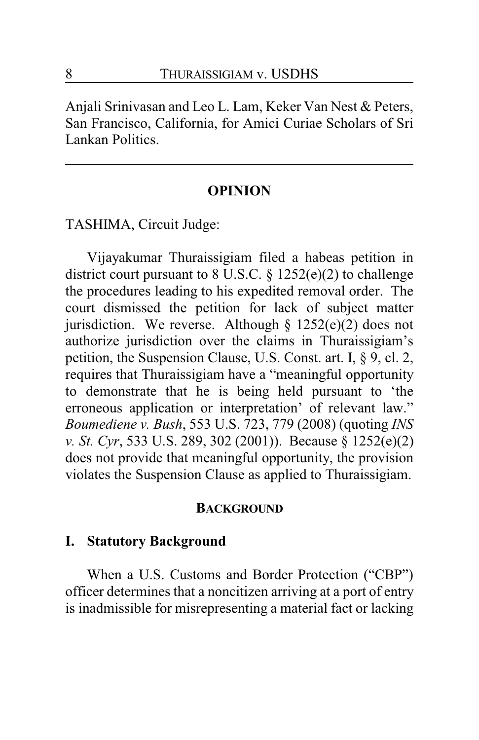Anjali Srinivasan and Leo L. Lam, Keker Van Nest & Peters, San Francisco, California, for Amici Curiae Scholars of Sri Lankan Politics.

---

## OPINION

TASHIMA, Circuit Judge:

Vijayakumar Thuraissigiam filed a habeas petition in district court pursuant to 8 U.S.C. § 1252(e)(2) to challenge the procedures leading to his expedited removal order. The court dismissed the petition for lack of subject matter jurisdiction. We reverse. Although § 1252(e)(2) does not authorize jurisdiction over the claims in Thuraissigiam's petition, the Suspension Clause, U.S. Const. art. I, § 9, cl. 2, requires that Thuraissigiam have a "meaningful opportunity to demonstrate that he is being held pursuant to 'the erroneous application or interpretation' of relevant law." *Boumediene v. Bush*, 553 U.S. 723, 779 (2008) (quoting *INS v. St. Cyr*, 533 U.S. 289, 302 (2001)). Because § 1252(e)(2) does not provide that meaningful opportunity, the provision violates the Suspension Clause as applied to Thuraissigiam.

## BACKGROUND

### I. Statutory Background

When a U.S. Customs and Border Protection ("CBP") officer determines that a noncitizen arriving at a port of entry is inadmissible for misrepresenting a material fact or lacking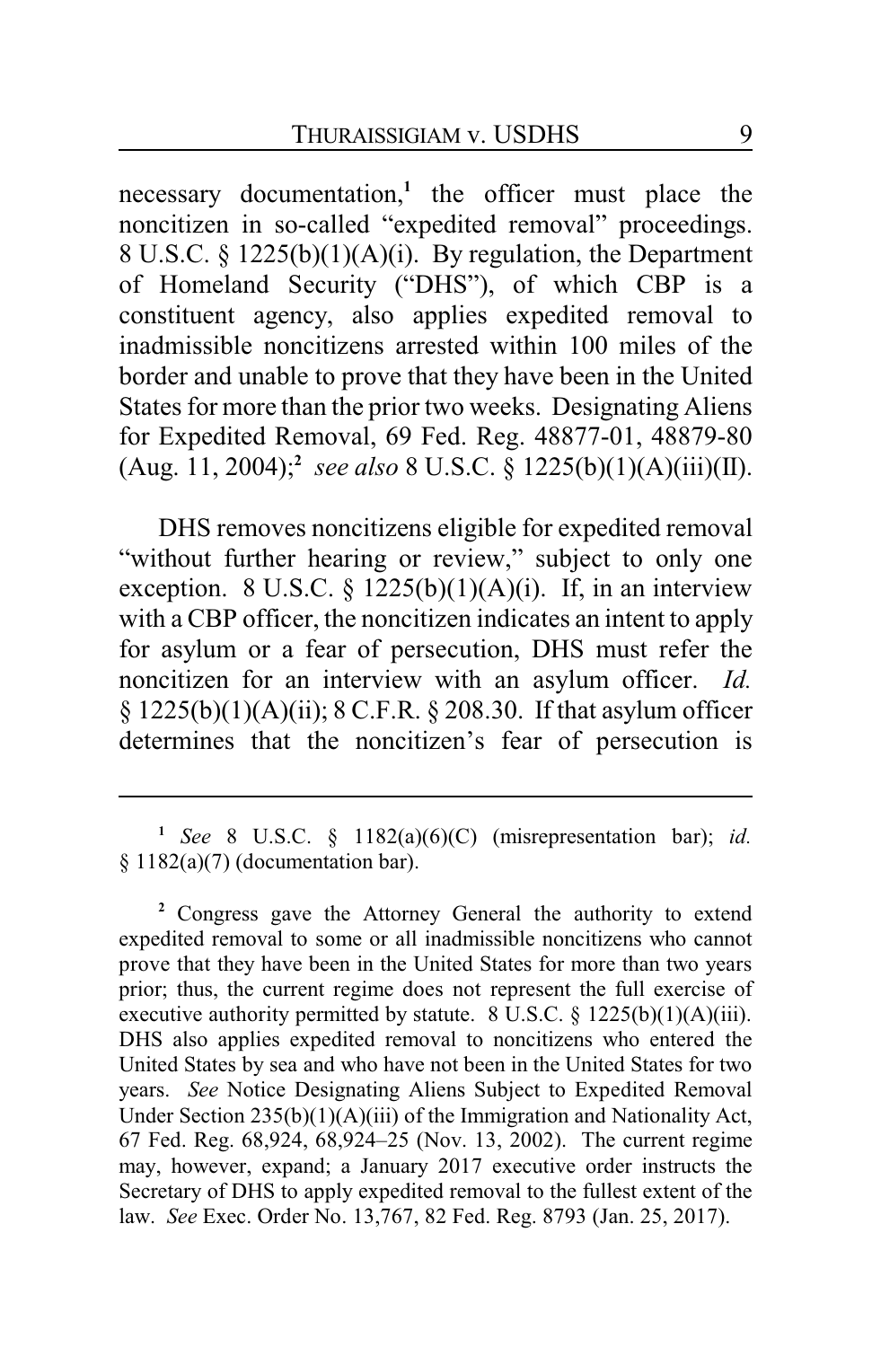necessary documentation,[1] the officer must place the noncitizen in so-called "expedited removal" proceedings. 8 U.S.C. § 1225(b)(1)(A)(i). By regulation, the Department of Homeland Security ("DHS"), of which CBP is a constituent agency, also applies expedited removal to inadmissible noncitizens arrested within 100 miles of the border and unable to prove that they have been in the United States for more than the prior two weeks. Designating Aliens for Expedited Removal, 69 Fed. Reg. 48877-01, 48879-80 (Aug. 11, 2004);[2] *see also* 8 U.S.C. § 1225(b)(1)(A)(iii)(II).

DHS removes noncitizens eligible for expedited removal "without further hearing or review," subject to only one exception. 8 U.S.C. § 1225(b)(1)(A)(i). If, in an interview with a CBP officer, the noncitizen indicates an intent to apply for asylum or a fear of persecution, DHS must refer the noncitizen for an interview with an asylum officer. *Id.* § 1225(b)(1)(A)(ii); 8 C.F.R. § 208.30. If that asylum officer determines that the noncitizen's fear of persecution is

---

[1] *See* 8 U.S.C. § 1182(a)(6)(C) (misrepresentation bar); *id.* § 1182(a)(7) (documentation bar).

[2] Congress gave the Attorney General the authority to extend expedited removal to some or all inadmissible noncitizens who cannot prove that they have been in the United States for more than two years prior; thus, the current regime does not represent the full exercise of executive authority permitted by statute. 8 U.S.C. § 1225(b)(1)(A)(iii). DHS also applies expedited removal to noncitizens who entered the United States by sea and who have not been in the United States for two years. *See* Notice Designating Aliens Subject to Expedited Removal Under Section 235(b)(1)(A)(iii) of the Immigration and Nationality Act, 67 Fed. Reg. 68,924, 68,924–25 (Nov. 13, 2002). The current regime may, however, expand; a January 2017 executive order instructs the Secretary of DHS to apply expedited removal to the fullest extent of the law. *See* Exec. Order No. 13,767, 82 Fed. Reg. 8793 (Jan. 25, 2017).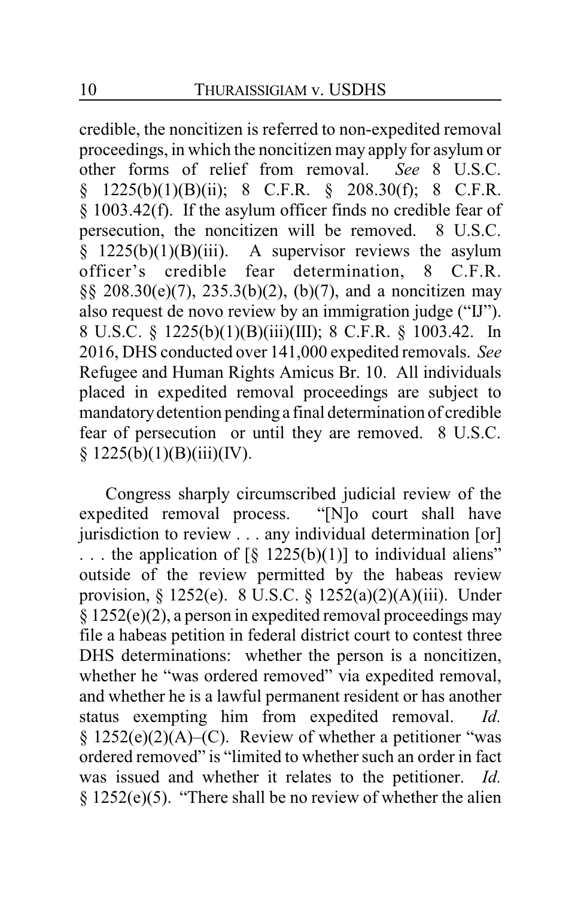credible, the noncitizen is referred to non-expedited removal proceedings, in which the noncitizen may apply for asylum or other forms of relief from removal. *See* 8 U.S.C. § 1225(b)(1)(B)(ii); 8 C.F.R. § 208.30(f); 8 C.F.R. § 1003.42(f). If the asylum officer finds no credible fear of persecution, the noncitizen will be removed. 8 U.S.C. § 1225(b)(1)(B)(iii). A supervisor reviews the asylum officer's credible fear determination, 8 C.F.R. §§ 208.30(e)(7), 235.3(b)(2), (b)(7), and a noncitizen may also request de novo review by an immigration judge ("IJ"). 8 U.S.C. § 1225(b)(1)(B)(iii)(III); 8 C.F.R. § 1003.42. In 2016, DHS conducted over 141,000 expedited removals. *See* Refugee and Human Rights Amicus Br. 10. All individuals placed in expedited removal proceedings are subject to mandatory detention pending a final determination of credible fear of persecution or until they are removed. 8 U.S.C. § 1225(b)(1)(B)(iii)(IV).

Congress sharply circumscribed judicial review of the expedited removal process. "[N]o court shall have jurisdiction to review . . . any individual determination [or] . . . the application of [§ 1225(b)(1)] to individual aliens" outside of the review permitted by the habeas review provision, § 1252(e). 8 U.S.C. § 1252(a)(2)(A)(iii). Under § 1252(e)(2), a person in expedited removal proceedings may file a habeas petition in federal district court to contest three DHS determinations: whether the person is a noncitizen, whether he "was ordered removed" via expedited removal, and whether he is a lawful permanent resident or has another status exempting him from expedited removal. *Id.* § 1252(e)(2)(A)–(C). Review of whether a petitioner "was ordered removed" is "limited to whether such an order in fact was issued and whether it relates to the petitioner. *Id.* § 1252(e)(5). "There shall be no review of whether the alien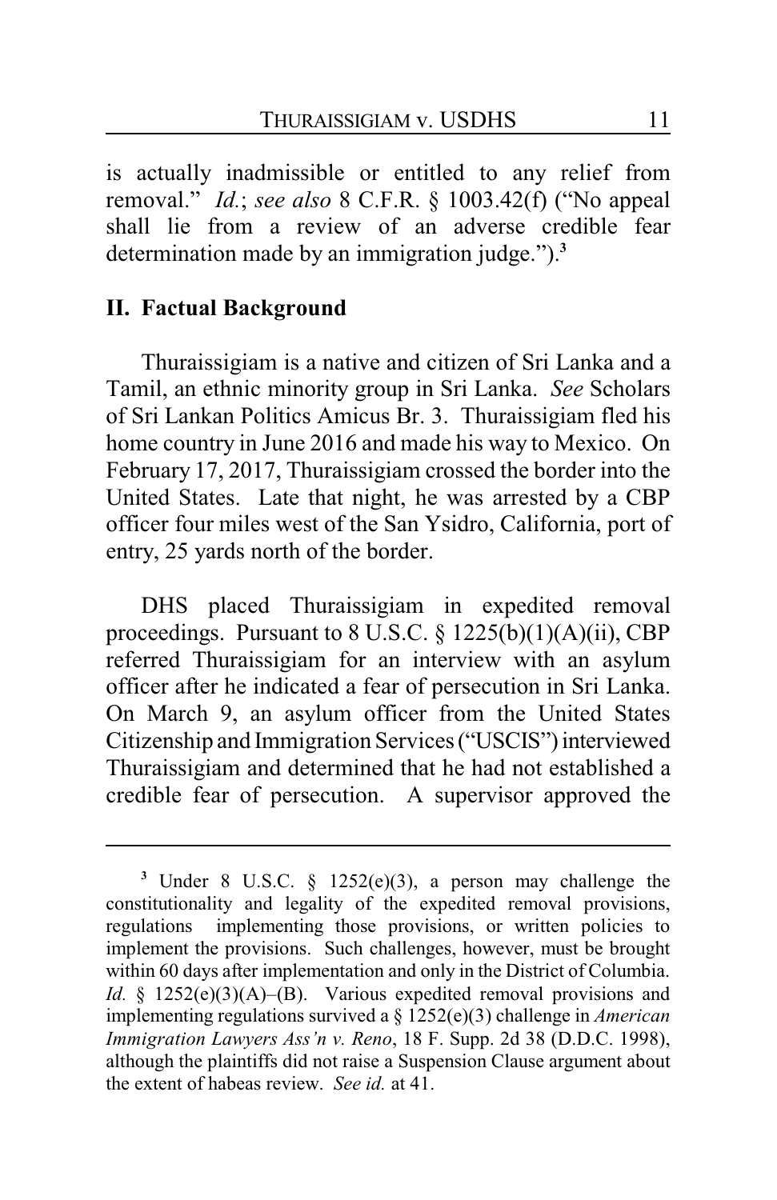is actually inadmissible or entitled to any relief from removal." *Id.*; *see also* 8 C.F.R. § 1003.42(f) ("No appeal shall lie from a review of an adverse credible fear determination made by an immigration judge.").[3]

## II. Factual Background

Thuraissigiam is a native and citizen of Sri Lanka and a Tamil, an ethnic minority group in Sri Lanka. *See* Scholars of Sri Lankan Politics Amicus Br. 3. Thuraissigiam fled his home country in June 2016 and made his way to Mexico. On February 17, 2017, Thuraissigiam crossed the border into the United States. Late that night, he was arrested by a CBP officer four miles west of the San Ysidro, California, port of entry, 25 yards north of the border.

DHS placed Thuraissigiam in expedited removal proceedings. Pursuant to 8 U.S.C. § 1225(b)(1)(A)(ii), CBP referred Thuraissigiam for an interview with an asylum officer after he indicated a fear of persecution in Sri Lanka. On March 9, an asylum officer from the United States Citizenship and Immigration Services ("USCIS") interviewed Thuraissigiam and determined that he had not established a credible fear of persecution. A supervisor approved the

---

[3] Under 8 U.S.C. § 1252(e)(3), a person may challenge the constitutionality and legality of the expedited removal provisions, regulations implementing those provisions, or written policies to implement the provisions. Such challenges, however, must be brought within 60 days after implementation and only in the District of Columbia. *Id.* § 1252(e)(3)(A)–(B). Various expedited removal provisions and implementing regulations survived a § 1252(e)(3) challenge in *American Immigration Lawyers Ass'n v. Reno*, 18 F. Supp. 2d 38 (D.D.C. 1998), although the plaintiffs did not raise a Suspension Clause argument about the extent of habeas review. *See id.* at 41.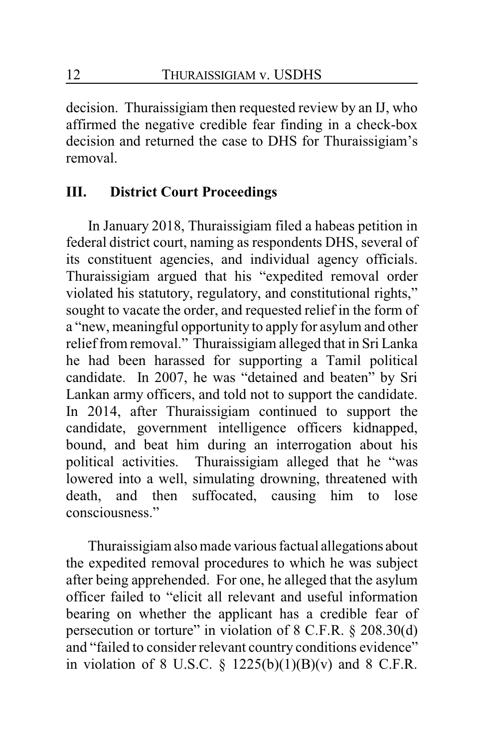decision. Thuraissigiam then requested review by an IJ, who affirmed the negative credible fear finding in a check-box decision and returned the case to DHS for Thuraissigiam's removal.

## III. District Court Proceedings

In January 2018, Thuraissigiam filed a habeas petition in federal district court, naming as respondents DHS, several of its constituent agencies, and individual agency officials. Thuraissigiam argued that his "expedited removal order violated his statutory, regulatory, and constitutional rights," sought to vacate the order, and requested relief in the form of a "new, meaningful opportunity to apply for asylum and other relief from removal." Thuraissigiam alleged that in Sri Lanka he had been harassed for supporting a Tamil political candidate. In 2007, he was "detained and beaten" by Sri Lankan army officers, and told not to support the candidate. In 2014, after Thuraissigiam continued to support the candidate, government intelligence officers kidnapped, bound, and beat him during an interrogation about his political activities. Thuraissigiam alleged that he "was lowered into a well, simulating drowning, threatened with death, and then suffocated, causing him to lose consciousness."

Thuraissigiam also made various factual allegations about the expedited removal procedures to which he was subject after being apprehended. For one, he alleged that the asylum officer failed to "elicit all relevant and useful information bearing on whether the applicant has a credible fear of persecution or torture" in violation of 8 C.F.R. § 208.30(d) and "failed to consider relevant country conditions evidence" in violation of 8 U.S.C. § 1225(b)(1)(B)(v) and 8 C.F.R.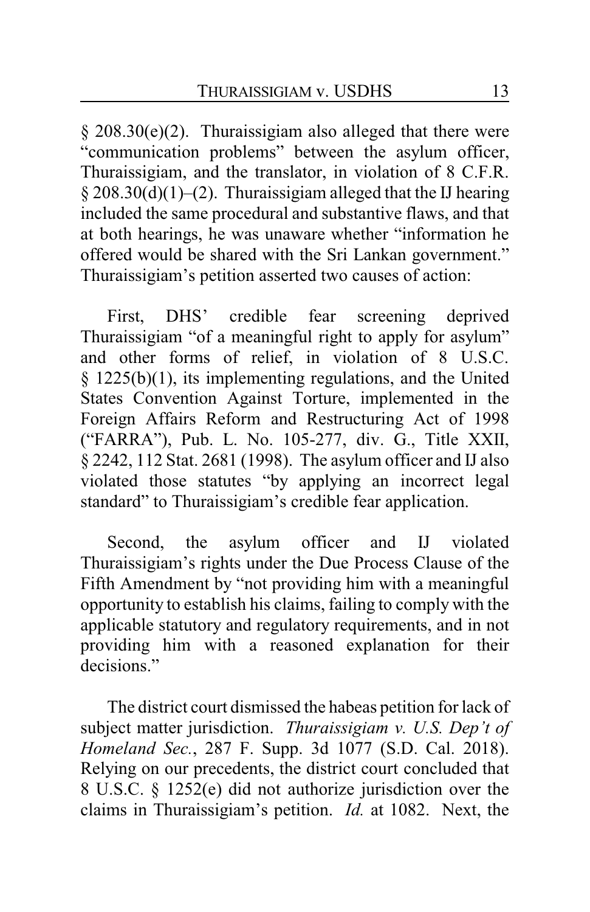§ 208.30(e)(2). Thuraissigiam also alleged that there were "communication problems" between the asylum officer, Thuraissigiam, and the translator, in violation of 8 C.F.R. § 208.30(d)(1)–(2). Thuraissigiam alleged that the IJ hearing included the same procedural and substantive flaws, and that at both hearings, he was unaware whether "information he offered would be shared with the Sri Lankan government." Thuraissigiam's petition asserted two causes of action:

First, DHS' credible fear screening deprived Thuraissigiam "of a meaningful right to apply for asylum" and other forms of relief, in violation of 8 U.S.C. § 1225(b)(1), its implementing regulations, and the United States Convention Against Torture, implemented in the Foreign Affairs Reform and Restructuring Act of 1998 ("FARRA"), Pub. L. No. 105-277, div. G., Title XXII, § 2242, 112 Stat. 2681 (1998). The asylum officer and IJ also violated those statutes "by applying an incorrect legal standard" to Thuraissigiam's credible fear application.

Second, the asylum officer and IJ violated Thuraissigiam's rights under the Due Process Clause of the Fifth Amendment by "not providing him with a meaningful opportunity to establish his claims, failing to comply with the applicable statutory and regulatory requirements, and in not providing him with a reasoned explanation for their decisions."

The district court dismissed the habeas petition for lack of subject matter jurisdiction. *Thuraissigiam v. U.S. Dep't of Homeland Sec.*, 287 F. Supp. 3d 1077 (S.D. Cal. 2018). Relying on our precedents, the district court concluded that 8 U.S.C. § 1252(e) did not authorize jurisdiction over the claims in Thuraissigiam's petition. *Id.* at 1082. Next, the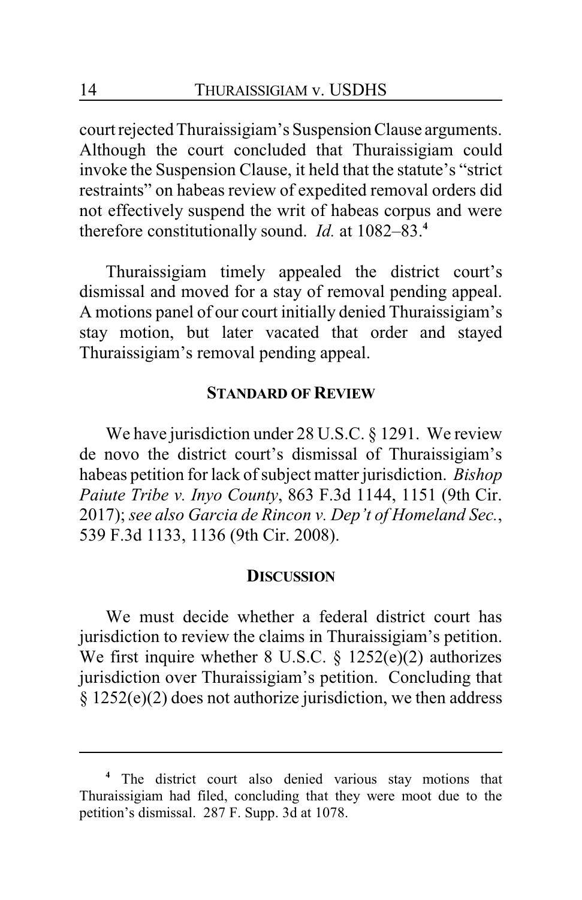court rejected Thuraissigiam's Suspension Clause arguments. Although the court concluded that Thuraissigiam could invoke the Suspension Clause, it held that the statute's "strict restraints" on habeas review of expedited removal orders did not effectively suspend the writ of habeas corpus and were therefore constitutionally sound. *Id.* at 1082–83.[4]

Thuraissigiam timely appealed the district court's dismissal and moved for a stay of removal pending appeal. A motions panel of our court initially denied Thuraissigiam's stay motion, but later vacated that order and stayed Thuraissigiam's removal pending appeal.

## STANDARD OF REVIEW

We have jurisdiction under 28 U.S.C. § 1291. We review de novo the district court's dismissal of Thuraissigiam's habeas petition for lack of subject matter jurisdiction. *Bishop Paiute Tribe v. Inyo County*, 863 F.3d 1144, 1151 (9th Cir. 2017); *see also Garcia de Rincon v. Dep't of Homeland Sec.*, 539 F.3d 1133, 1136 (9th Cir. 2008).

## DISCUSSION

We must decide whether a federal district court has jurisdiction to review the claims in Thuraissigiam's petition. We first inquire whether 8 U.S.C. § 1252(e)(2) authorizes jurisdiction over Thuraissigiam's petition. Concluding that § 1252(e)(2) does not authorize jurisdiction, we then address

---

[4] The district court also denied various stay motions that Thuraissigiam had filed, concluding that they were moot due to the petition's dismissal. 287 F. Supp. 3d at 1078.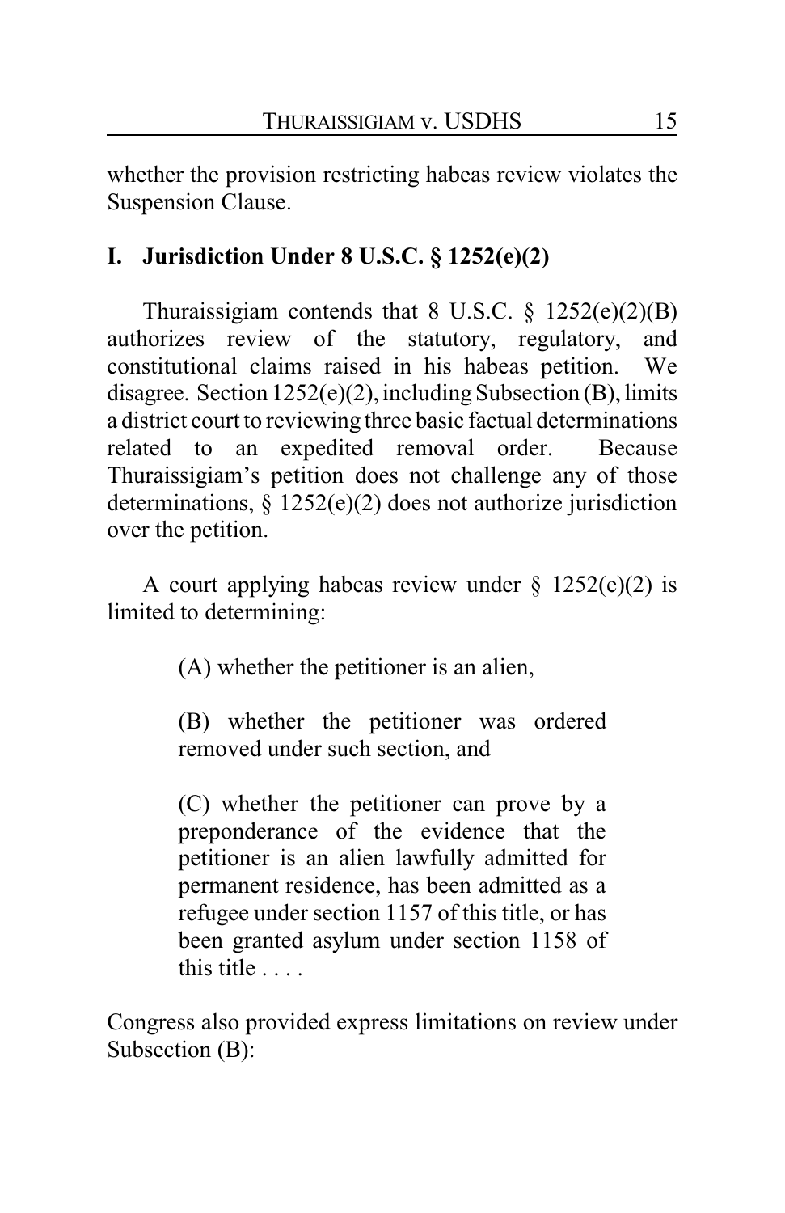whether the provision restricting habeas review violates the Suspension Clause.

## I. Jurisdiction Under 8 U.S.C. § 1252(e)(2)

Thuraissigiam contends that 8 U.S.C. § 1252(e)(2)(B) authorizes review of the statutory, regulatory, and constitutional claims raised in his habeas petition. We disagree. Section 1252(e)(2), including Subsection (B), limits a district court to reviewing three basic factual determinations related to an expedited removal order. Because Thuraissigiam's petition does not challenge any of those determinations, § 1252(e)(2) does not authorize jurisdiction over the petition.

A court applying habeas review under § 1252(e)(2) is limited to determining:

> (A) whether the petitioner is an alien,
>
> (B) whether the petitioner was ordered removed under such section, and
>
> (C) whether the petitioner can prove by a preponderance of the evidence that the petitioner is an alien lawfully admitted for permanent residence, has been admitted as a refugee under section 1157 of this title, or has been granted asylum under section 1158 of this title . . . .

Congress also provided express limitations on review under Subsection (B):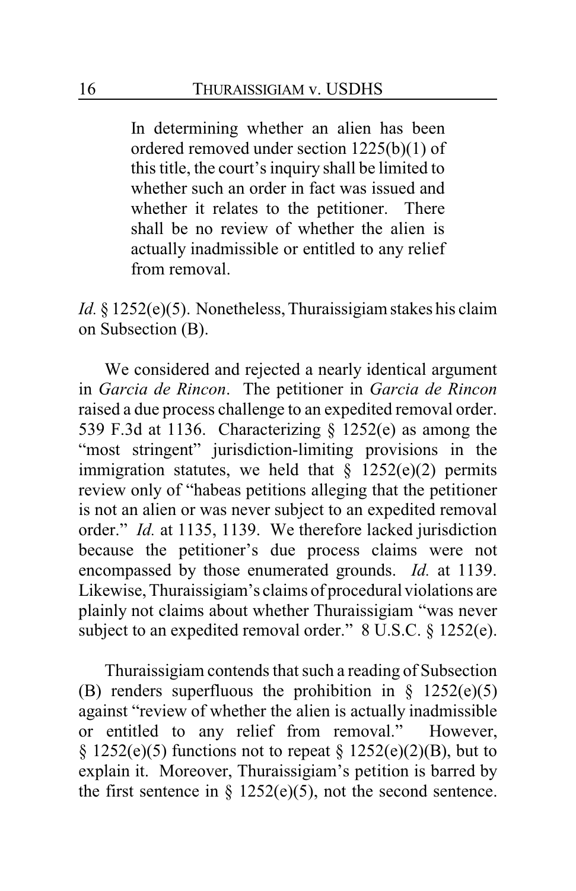> In determining whether an alien has been ordered removed under section 1225(b)(1) of this title, the court's inquiry shall be limited to whether such an order in fact was issued and whether it relates to the petitioner. There shall be no review of whether the alien is actually inadmissible or entitled to any relief from removal.

*Id.* § 1252(e)(5). Nonetheless, Thuraissigiam stakes his claim on Subsection (B).

We considered and rejected a nearly identical argument in *Garcia de Rincon*. The petitioner in *Garcia de Rincon* raised a due process challenge to an expedited removal order. 539 F.3d at 1136. Characterizing § 1252(e) as among the "most stringent" jurisdiction-limiting provisions in the immigration statutes, we held that § 1252(e)(2) permits review only of "habeas petitions alleging that the petitioner is not an alien or was never subject to an expedited removal order." *Id.* at 1135, 1139. We therefore lacked jurisdiction because the petitioner's due process claims were not encompassed by those enumerated grounds. *Id.* at 1139. Likewise, Thuraissigiam's claims of procedural violations are plainly not claims about whether Thuraissigiam "was never subject to an expedited removal order." 8 U.S.C. § 1252(e).

Thuraissigiam contends that such a reading of Subsection (B) renders superfluous the prohibition in § 1252(e)(5) against "review of whether the alien is actually inadmissible or entitled to any relief from removal." However, § 1252(e)(5) functions not to repeat § 1252(e)(2)(B), but to explain it. Moreover, Thuraissigiam's petition is barred by the first sentence in § 1252(e)(5), not the second sentence.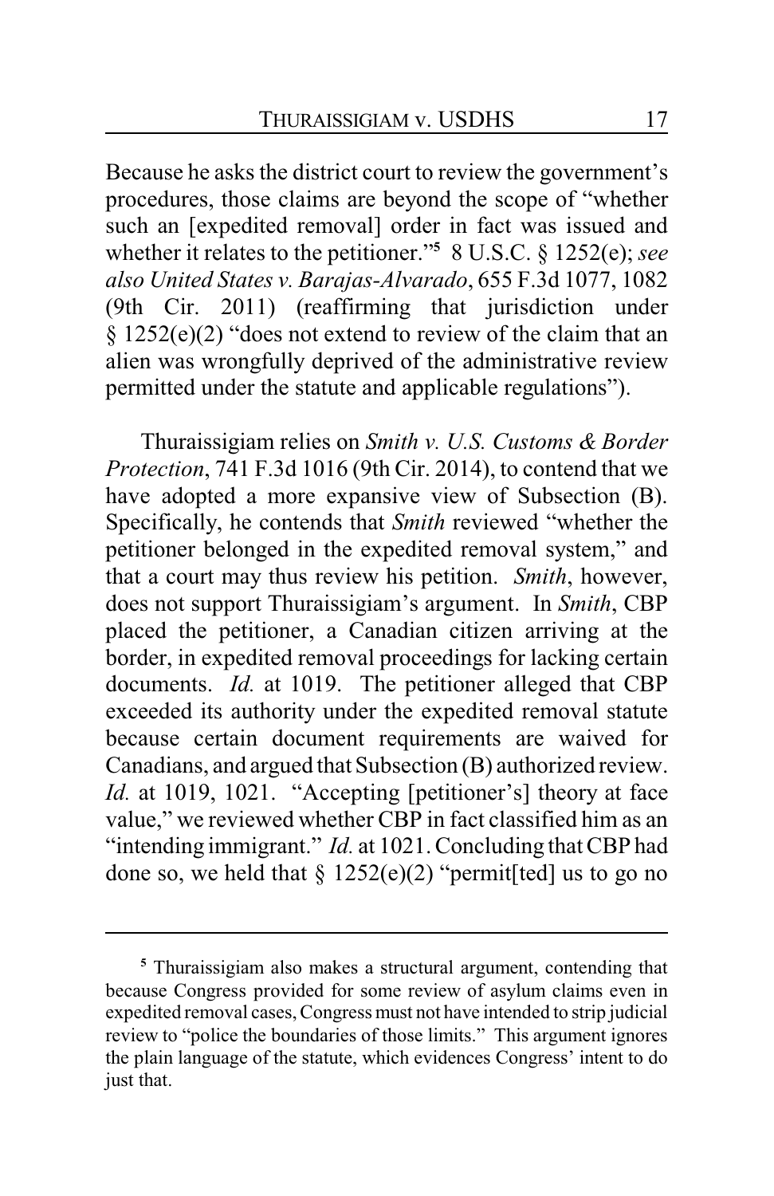Because he asks the district court to review the government's procedures, those claims are beyond the scope of "whether such an [expedited removal] order in fact was issued and whether it relates to the petitioner."[5] 8 U.S.C. § 1252(e); *see also United States v. Barajas-Alvarado*, 655 F.3d 1077, 1082 (9th Cir. 2011) (reaffirming that jurisdiction under § 1252(e)(2) "does not extend to review of the claim that an alien was wrongfully deprived of the administrative review permitted under the statute and applicable regulations").

Thuraissigiam relies on *Smith v. U.S. Customs & Border Protection*, 741 F.3d 1016 (9th Cir. 2014), to contend that we have adopted a more expansive view of Subsection (B). Specifically, he contends that *Smith* reviewed "whether the petitioner belonged in the expedited removal system," and that a court may thus review his petition. *Smith*, however, does not support Thuraissigiam's argument. In *Smith*, CBP placed the petitioner, a Canadian citizen arriving at the border, in expedited removal proceedings for lacking certain documents. *Id.* at 1019. The petitioner alleged that CBP exceeded its authority under the expedited removal statute because certain document requirements are waived for Canadians, and argued that Subsection (B) authorized review. *Id.* at 1019, 1021. "Accepting [petitioner's] theory at face value," we reviewed whether CBP in fact classified him as an "intending immigrant." *Id.* at 1021. Concluding that CBP had done so, we held that § 1252(e)(2) "permit[ted] us to go no

---

[5] Thuraissigiam also makes a structural argument, contending that because Congress provided for some review of asylum claims even in expedited removal cases, Congress must not have intended to strip judicial review to "police the boundaries of those limits." This argument ignores the plain language of the statute, which evidences Congress' intent to do just that.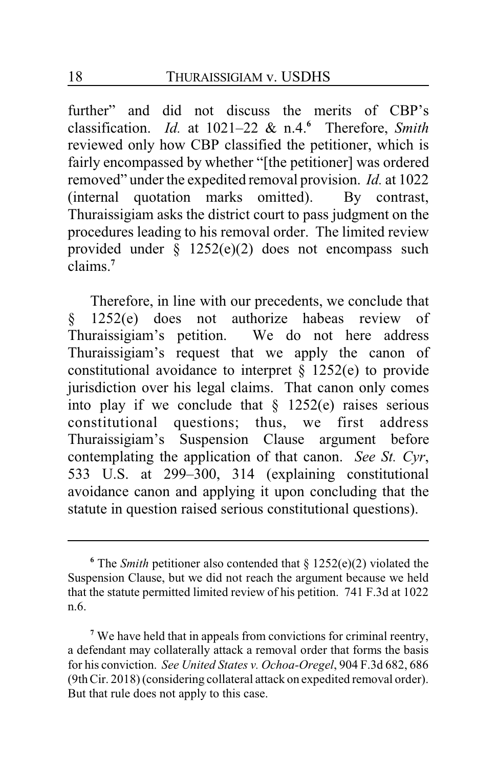further" and did not discuss the merits of CBP's classification. *Id.* at 1021–22 & n.4.[6] Therefore, *Smith* reviewed only how CBP classified the petitioner, which is fairly encompassed by whether "[the petitioner] was ordered removed" under the expedited removal provision. *Id.* at 1022 (internal quotation marks omitted). By contrast, Thuraissigiam asks the district court to pass judgment on the procedures leading to his removal order. The limited review provided under § 1252(e)(2) does not encompass such claims.[7]

Therefore, in line with our precedents, we conclude that § 1252(e) does not authorize habeas review of Thuraissigiam's petition. We do not here address Thuraissigiam's request that we apply the canon of constitutional avoidance to interpret § 1252(e) to provide jurisdiction over his legal claims. That canon only comes into play if we conclude that § 1252(e) raises serious constitutional questions; thus, we first address Thuraissigiam's Suspension Clause argument before contemplating the application of that canon. *See St. Cyr*, 533 U.S. at 299–300, 314 (explaining constitutional avoidance canon and applying it upon concluding that the statute in question raised serious constitutional questions).

---

[6] The *Smith* petitioner also contended that § 1252(e)(2) violated the Suspension Clause, but we did not reach the argument because we held that the statute permitted limited review of his petition. 741 F.3d at 1022 n.6.

[7] We have held that in appeals from convictions for criminal reentry, a defendant may collaterally attack a removal order that forms the basis for his conviction. *See United States v. Ochoa-Oregel*, 904 F.3d 682, 686 (9th Cir. 2018) (considering collateral attack on expedited removal order). But that rule does not apply to this case.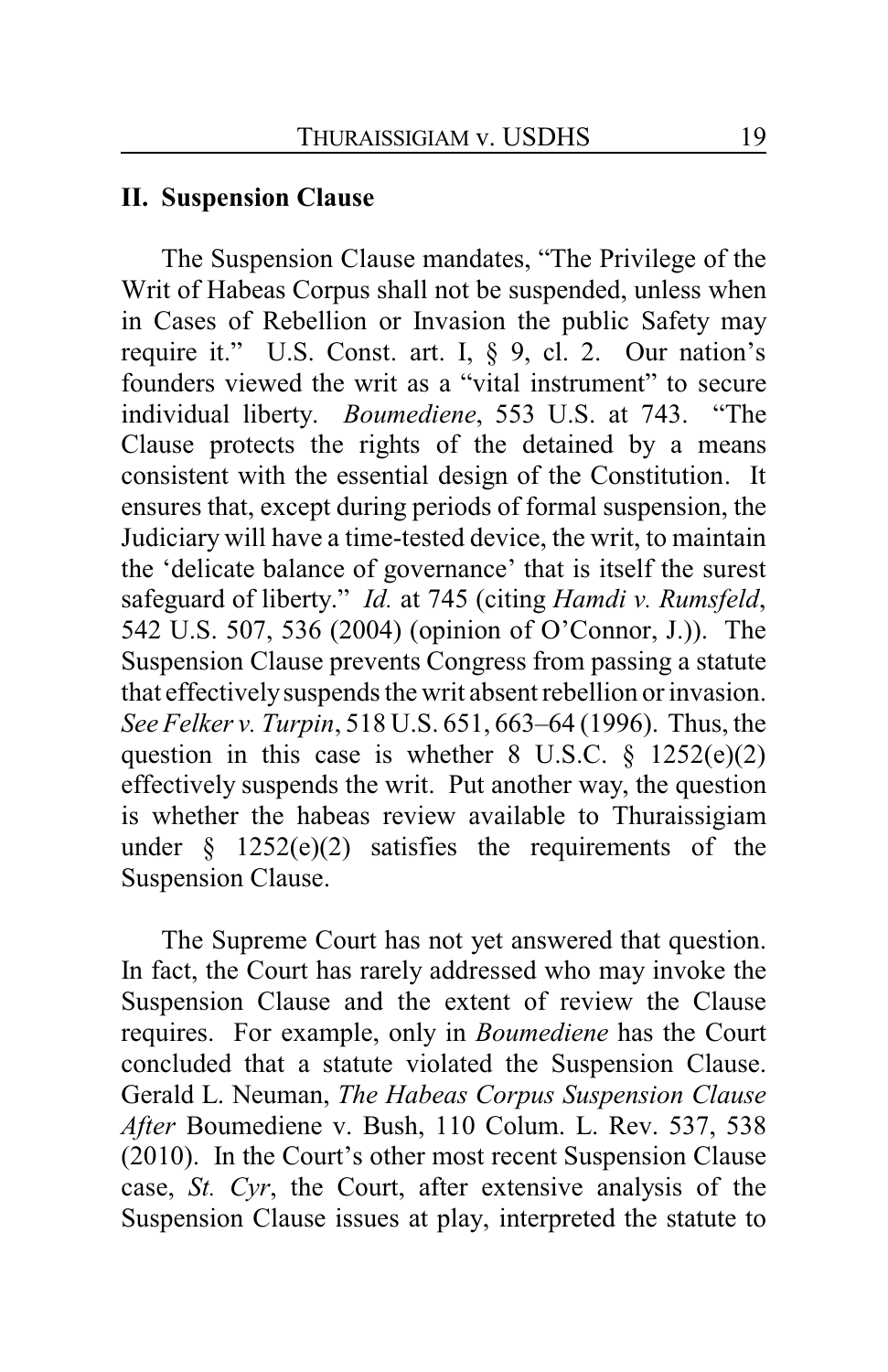## II. Suspension Clause

The Suspension Clause mandates, "The Privilege of the Writ of Habeas Corpus shall not be suspended, unless when in Cases of Rebellion or Invasion the public Safety may require it." U.S. Const. art. I, § 9, cl. 2. Our nation's founders viewed the writ as a "vital instrument" to secure individual liberty. *Boumediene*, 553 U.S. at 743. "The Clause protects the rights of the detained by a means consistent with the essential design of the Constitution. It ensures that, except during periods of formal suspension, the Judiciary will have a time-tested device, the writ, to maintain the 'delicate balance of governance' that is itself the surest safeguard of liberty." *Id.* at 745 (citing *Hamdi v. Rumsfeld*, 542 U.S. 507, 536 (2004) (opinion of O'Connor, J.)). The Suspension Clause prevents Congress from passing a statute that effectively suspends the writ absent rebellion or invasion. *See Felker v. Turpin*, 518 U.S. 651, 663–64 (1996). Thus, the question in this case is whether 8 U.S.C. § 1252(e)(2) effectively suspends the writ. Put another way, the question is whether the habeas review available to Thuraissigiam under § 1252(e)(2) satisfies the requirements of the Suspension Clause.

The Supreme Court has not yet answered that question. In fact, the Court has rarely addressed who may invoke the Suspension Clause and the extent of review the Clause requires. For example, only in *Boumediene* has the Court concluded that a statute violated the Suspension Clause. Gerald L. Neuman, *The Habeas Corpus Suspension Clause After* Boumediene v. Bush, 110 Colum. L. Rev. 537, 538 (2010). In the Court's other most recent Suspension Clause case, *St. Cyr*, the Court, after extensive analysis of the Suspension Clause issues at play, interpreted the statute to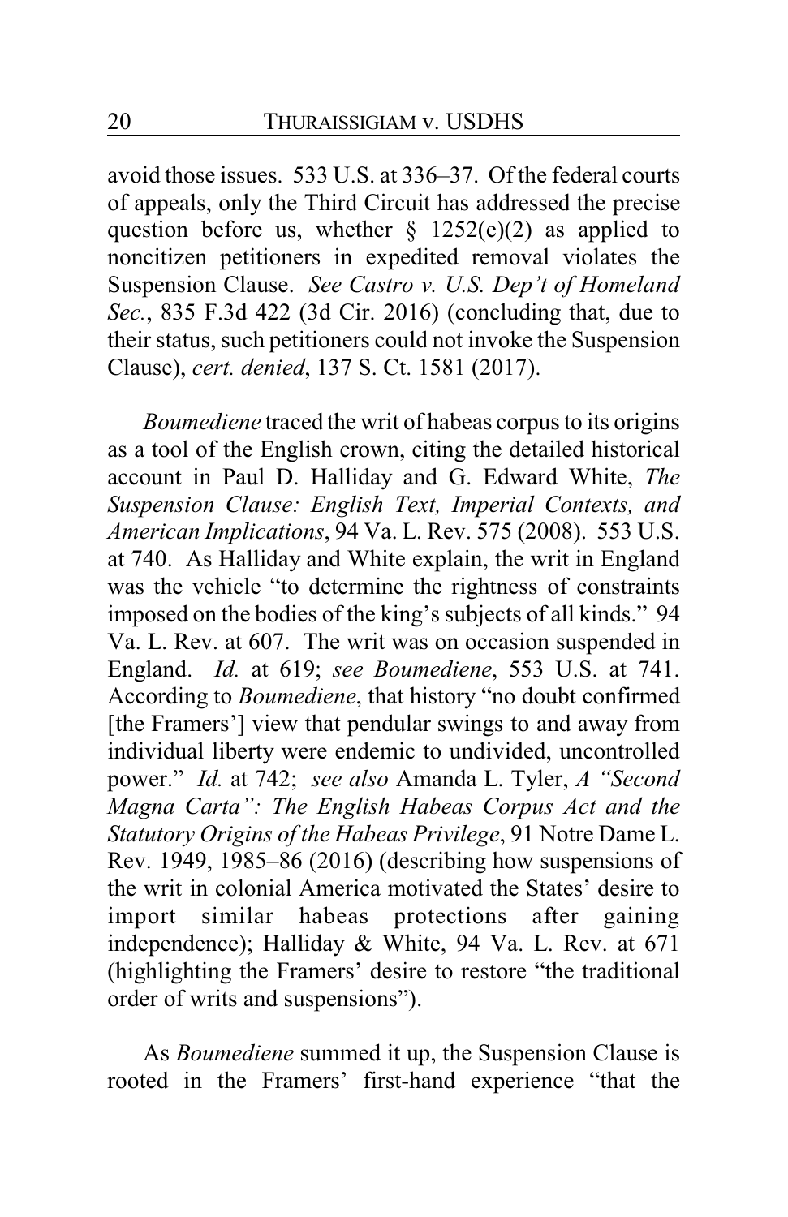avoid those issues. 533 U.S. at 336–37. Of the federal courts of appeals, only the Third Circuit has addressed the precise question before us, whether § 1252(e)(2) as applied to noncitizen petitioners in expedited removal violates the Suspension Clause. *See Castro v. U.S. Dep't of Homeland Sec.*, 835 F.3d 422 (3d Cir. 2016) (concluding that, due to their status, such petitioners could not invoke the Suspension Clause), *cert. denied*, 137 S. Ct. 1581 (2017).

*Boumediene* traced the writ of habeas corpus to its origins as a tool of the English crown, citing the detailed historical account in Paul D. Halliday and G. Edward White, *The Suspension Clause: English Text, Imperial Contexts, and American Implications*, 94 Va. L. Rev. 575 (2008). 553 U.S. at 740. As Halliday and White explain, the writ in England was the vehicle "to determine the rightness of constraints imposed on the bodies of the king's subjects of all kinds." 94 Va. L. Rev. at 607. The writ was on occasion suspended in England. *Id.* at 619; *see Boumediene*, 553 U.S. at 741. According to *Boumediene*, that history "no doubt confirmed [the Framers'] view that pendular swings to and away from individual liberty were endemic to undivided, uncontrolled power." *Id.* at 742; *see also* Amanda L. Tyler, *A "Second Magna Carta": The English Habeas Corpus Act and the Statutory Origins of the Habeas Privilege*, 91 Notre Dame L. Rev. 1949, 1985–86 (2016) (describing how suspensions of the writ in colonial America motivated the States' desire to import similar habeas protections after gaining independence); Halliday & White, 94 Va. L. Rev. at 671 (highlighting the Framers' desire to restore "the traditional order of writs and suspensions").

As *Boumediene* summed it up, the Suspension Clause is rooted in the Framers' first-hand experience "that the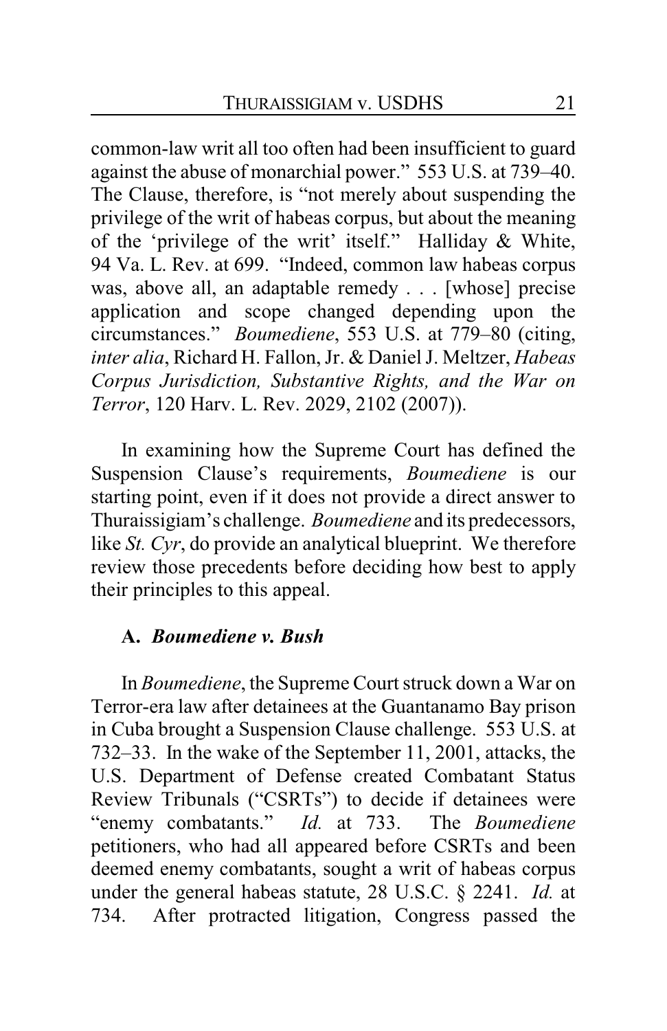common-law writ all too often had been insufficient to guard against the abuse of monarchial power." 553 U.S. at 739–40. The Clause, therefore, is "not merely about suspending the privilege of the writ of habeas corpus, but about the meaning of the 'privilege of the writ' itself." Halliday & White, 94 Va. L. Rev. at 699. "Indeed, common law habeas corpus was, above all, an adaptable remedy . . . [whose] precise application and scope changed depending upon the circumstances." *Boumediene*, 553 U.S. at 779–80 (citing, *inter alia*, Richard H. Fallon, Jr. & Daniel J. Meltzer, *Habeas Corpus Jurisdiction, Substantive Rights, and the War on Terror*, 120 Harv. L. Rev. 2029, 2102 (2007)).

In examining how the Supreme Court has defined the Suspension Clause's requirements, *Boumediene* is our starting point, even if it does not provide a direct answer to Thuraissigiam's challenge. *Boumediene* and its predecessors, like *St. Cyr*, do provide an analytical blueprint. We therefore review those precedents before deciding how best to apply their principles to this appeal.

### A. *Boumediene v. Bush*

In *Boumediene*, the Supreme Court struck down a War on Terror-era law after detainees at the Guantanamo Bay prison in Cuba brought a Suspension Clause challenge. 553 U.S. at 732–33. In the wake of the September 11, 2001, attacks, the U.S. Department of Defense created Combatant Status Review Tribunals ("CSRTs") to decide if detainees were "enemy combatants." *Id.* at 733. The *Boumediene* petitioners, who had all appeared before CSRTs and been deemed enemy combatants, sought a writ of habeas corpus under the general habeas statute, 28 U.S.C. § 2241. *Id.* at 734. After protracted litigation, Congress passed the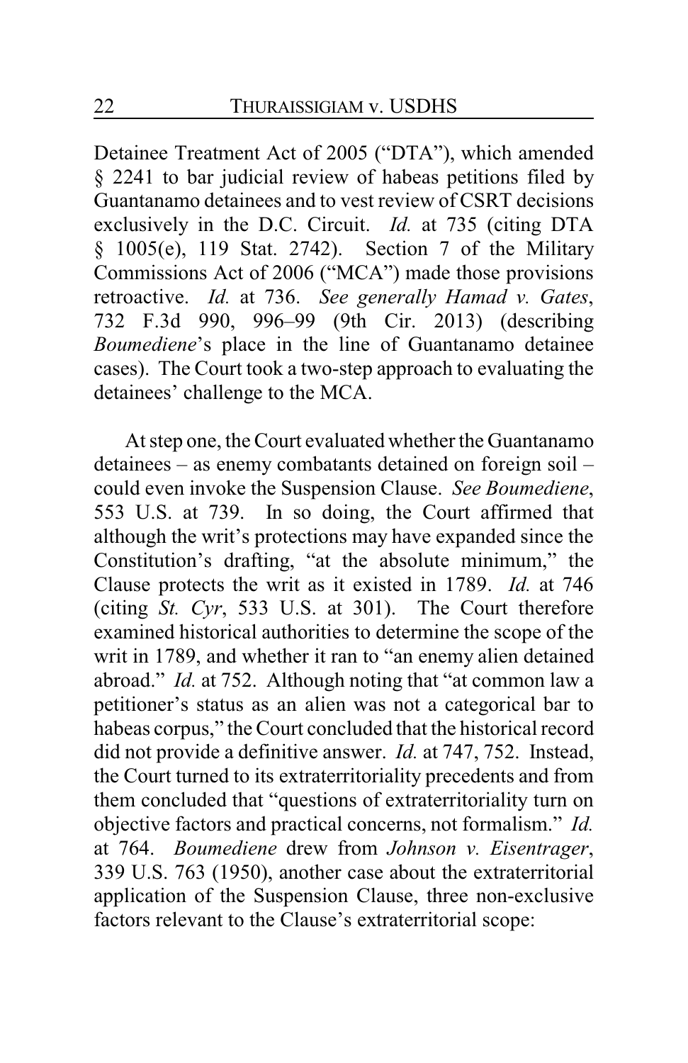Detainee Treatment Act of 2005 ("DTA"), which amended § 2241 to bar judicial review of habeas petitions filed by Guantanamo detainees and to vest review of CSRT decisions exclusively in the D.C. Circuit. *Id.* at 735 (citing DTA § 1005(e), 119 Stat. 2742). Section 7 of the Military Commissions Act of 2006 ("MCA") made those provisions retroactive. *Id.* at 736. *See generally Hamad v. Gates*, 732 F.3d 990, 996–99 (9th Cir. 2013) (describing *Boumediene*'s place in the line of Guantanamo detainee cases). The Court took a two-step approach to evaluating the detainees' challenge to the MCA.

At step one, the Court evaluated whether the Guantanamo detainees – as enemy combatants detained on foreign soil – could even invoke the Suspension Clause. *See Boumediene*, 553 U.S. at 739. In so doing, the Court affirmed that although the writ's protections may have expanded since the Constitution's drafting, "at the absolute minimum," the Clause protects the writ as it existed in 1789. *Id.* at 746 (citing *St. Cyr*, 533 U.S. at 301). The Court therefore examined historical authorities to determine the scope of the writ in 1789, and whether it ran to "an enemy alien detained abroad." *Id.* at 752. Although noting that "at common law a petitioner's status as an alien was not a categorical bar to habeas corpus," the Court concluded that the historical record did not provide a definitive answer. *Id.* at 747, 752. Instead, the Court turned to its extraterritoriality precedents and from them concluded that "questions of extraterritoriality turn on objective factors and practical concerns, not formalism." *Id.* at 764. *Boumediene* drew from *Johnson v. Eisentrager*, 339 U.S. 763 (1950), another case about the extraterritorial application of the Suspension Clause, three non-exclusive factors relevant to the Clause's extraterritorial scope: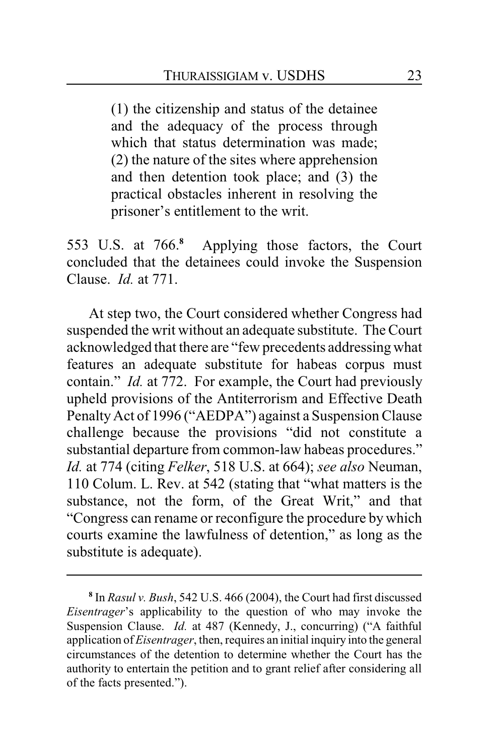> (1) the citizenship and status of the detainee and the adequacy of the process through which that status determination was made; (2) the nature of the sites where apprehension and then detention took place; and (3) the practical obstacles inherent in resolving the prisoner's entitlement to the writ.

553 U.S. at 766.[8] Applying those factors, the Court concluded that the detainees could invoke the Suspension Clause. *Id.* at 771.

At step two, the Court considered whether Congress had suspended the writ without an adequate substitute. The Court acknowledged that there are "few precedents addressing what features an adequate substitute for habeas corpus must contain." *Id.* at 772. For example, the Court had previously upheld provisions of the Antiterrorism and Effective Death Penalty Act of 1996 ("AEDPA") against a Suspension Clause challenge because the provisions "did not constitute a substantial departure from common-law habeas procedures." *Id.* at 774 (citing *Felker*, 518 U.S. at 664); *see also* Neuman, 110 Colum. L. Rev. at 542 (stating that "what matters is the substance, not the form, of the Great Writ," and that "Congress can rename or reconfigure the procedure by which courts examine the lawfulness of detention," as long as the substitute is adequate).

---

[8] In *Rasul v. Bush*, 542 U.S. 466 (2004), the Court had first discussed *Eisentrager*'s applicability to the question of who may invoke the Suspension Clause. *Id.* at 487 (Kennedy, J., concurring) ("A faithful application of *Eisentrager*, then, requires an initial inquiry into the general circumstances of the detention to determine whether the Court has the authority to entertain the petition and to grant relief after considering all of the facts presented.").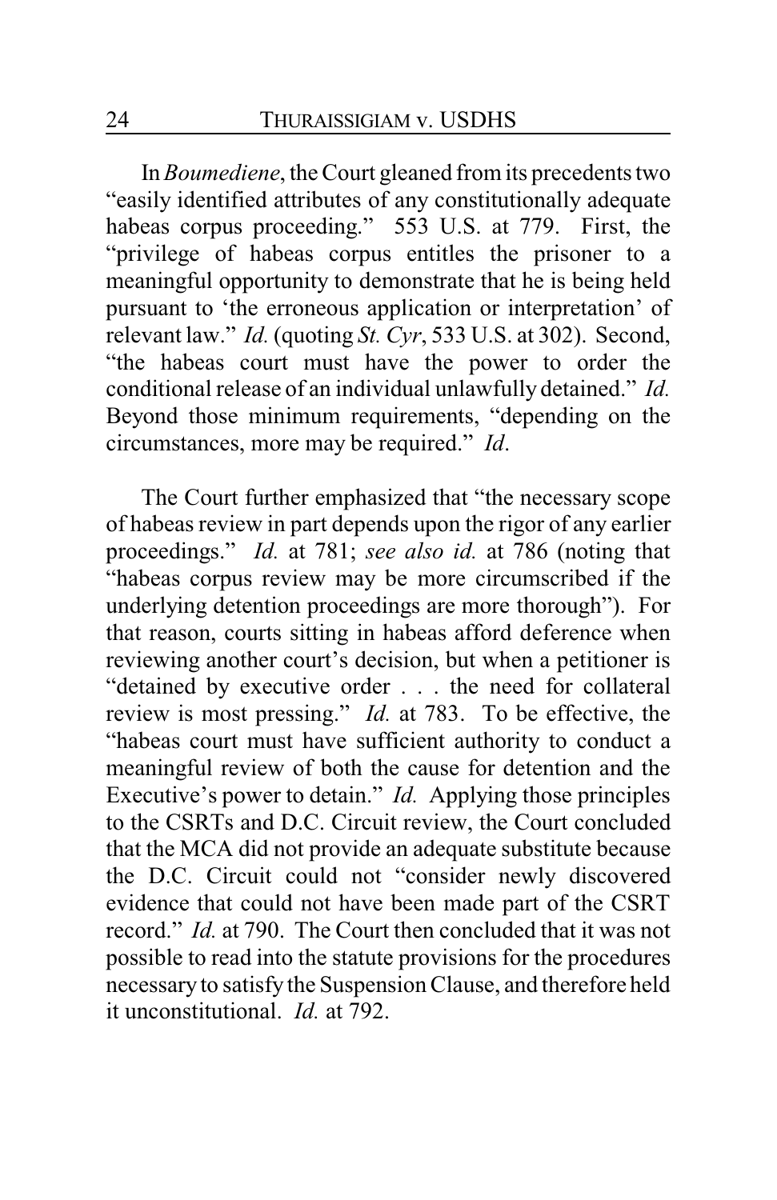In *Boumediene*, the Court gleaned from its precedents two "easily identified attributes of any constitutionally adequate habeas corpus proceeding." 553 U.S. at 779. First, the "privilege of habeas corpus entitles the prisoner to a meaningful opportunity to demonstrate that he is being held pursuant to 'the erroneous application or interpretation' of relevant law." *Id.* (quoting *St. Cyr*, 533 U.S. at 302). Second, "the habeas court must have the power to order the conditional release of an individual unlawfully detained." *Id.* Beyond those minimum requirements, "depending on the circumstances, more may be required." *Id*.

The Court further emphasized that "the necessary scope of habeas review in part depends upon the rigor of any earlier proceedings." *Id.* at 781; *see also id.* at 786 (noting that "habeas corpus review may be more circumscribed if the underlying detention proceedings are more thorough"). For that reason, courts sitting in habeas afford deference when reviewing another court's decision, but when a petitioner is "detained by executive order . . . the need for collateral review is most pressing." *Id.* at 783. To be effective, the "habeas court must have sufficient authority to conduct a meaningful review of both the cause for detention and the Executive's power to detain." *Id.* Applying those principles to the CSRTs and D.C. Circuit review, the Court concluded that the MCA did not provide an adequate substitute because the D.C. Circuit could not "consider newly discovered evidence that could not have been made part of the CSRT record." *Id.* at 790. The Court then concluded that it was not possible to read into the statute provisions for the procedures necessary to satisfy the Suspension Clause, and therefore held it unconstitutional. *Id.* at 792.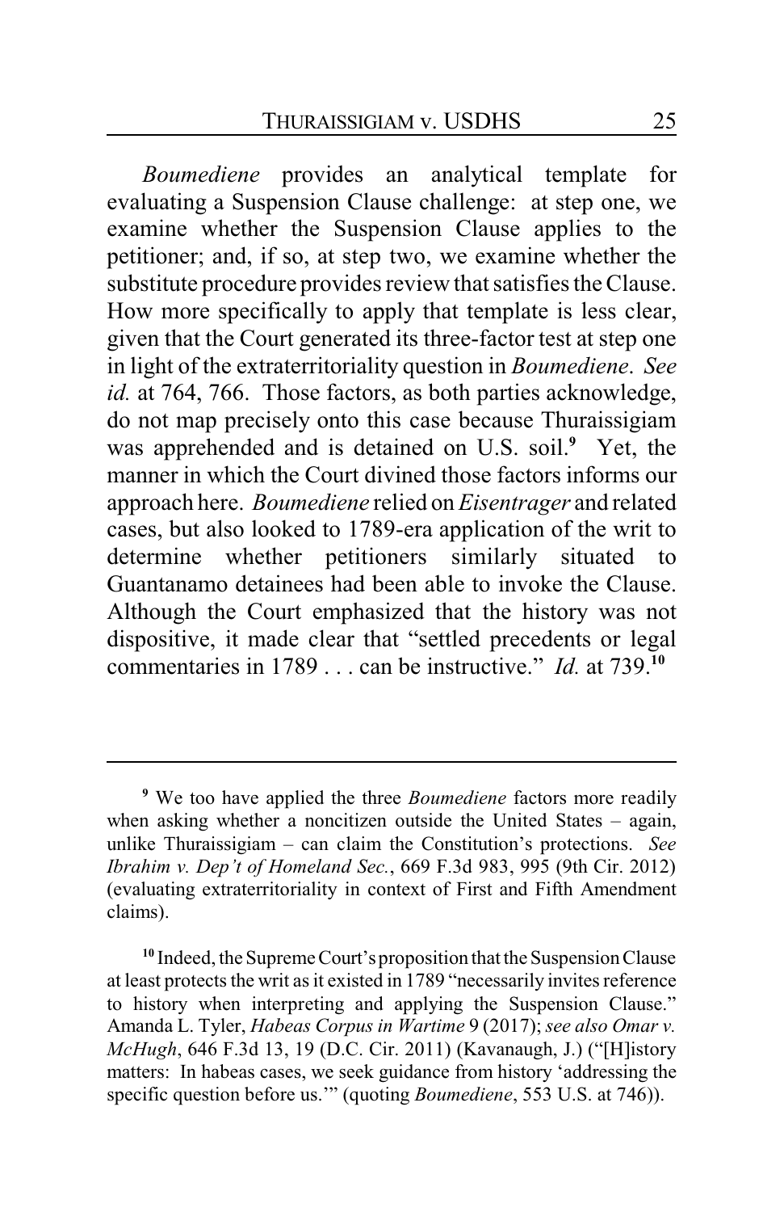*Boumediene* provides an analytical template for evaluating a Suspension Clause challenge: at step one, we examine whether the Suspension Clause applies to the petitioner; and, if so, at step two, we examine whether the substitute procedure provides review that satisfies the Clause. How more specifically to apply that template is less clear, given that the Court generated its three-factor test at step one in light of the extraterritoriality question in *Boumediene*. *See id.* at 764, 766. Those factors, as both parties acknowledge, do not map precisely onto this case because Thuraissigiam was apprehended and is detained on U.S. soil.[9] Yet, the manner in which the Court divined those factors informs our approach here. *Boumediene* relied on *Eisentrager* and related cases, but also looked to 1789-era application of the writ to determine whether petitioners similarly situated to Guantanamo detainees had been able to invoke the Clause. Although the Court emphasized that the history was not dispositive, it made clear that "settled precedents or legal commentaries in 1789 . . . can be instructive." *Id.* at 739.[10]

---

[9] We too have applied the three *Boumediene* factors more readily when asking whether a noncitizen outside the United States – again, unlike Thuraissigiam – can claim the Constitution's protections. *See Ibrahim v. Dep't of Homeland Sec.*, 669 F.3d 983, 995 (9th Cir. 2012) (evaluating extraterritoriality in context of First and Fifth Amendment claims).

[10] Indeed, the Supreme Court's proposition that the Suspension Clause at least protects the writ as it existed in 1789 "necessarily invites reference to history when interpreting and applying the Suspension Clause." Amanda L. Tyler, *Habeas Corpus in Wartime* 9 (2017); *see also Omar v. McHugh*, 646 F.3d 13, 19 (D.C. Cir. 2011) (Kavanaugh, J.) ("[H]istory matters: In habeas cases, we seek guidance from history 'addressing the specific question before us.'" (quoting *Boumediene*, 553 U.S. at 746)).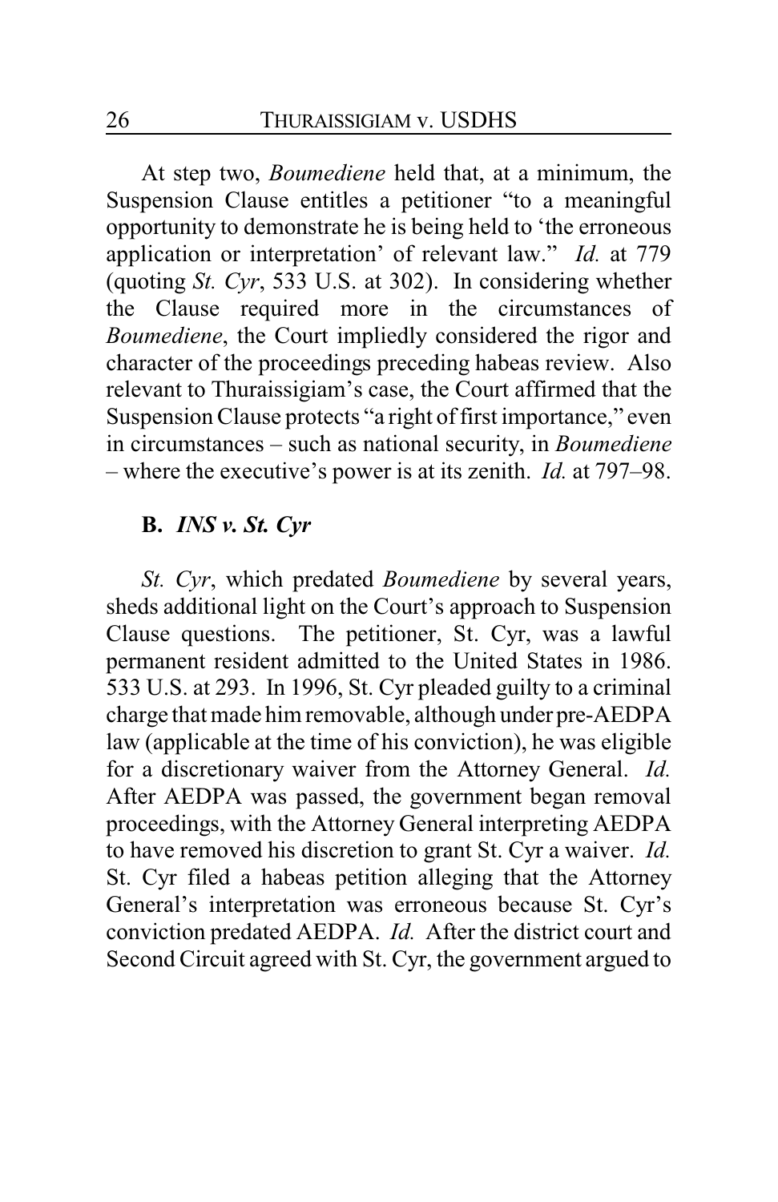At step two, *Boumediene* held that, at a minimum, the Suspension Clause entitles a petitioner "to a meaningful opportunity to demonstrate he is being held to 'the erroneous application or interpretation' of relevant law." *Id.* at 779 (quoting *St. Cyr*, 533 U.S. at 302). In considering whether the Clause required more in the circumstances of *Boumediene*, the Court impliedly considered the rigor and character of the proceedings preceding habeas review. Also relevant to Thuraissigiam's case, the Court affirmed that the Suspension Clause protects "a right of first importance," even in circumstances – such as national security, in *Boumediene* – where the executive's power is at its zenith. *Id.* at 797–98.

### B. *INS v. St. Cyr*

*St. Cyr*, which predated *Boumediene* by several years, sheds additional light on the Court's approach to Suspension Clause questions. The petitioner, St. Cyr, was a lawful permanent resident admitted to the United States in 1986. 533 U.S. at 293. In 1996, St. Cyr pleaded guilty to a criminal charge that made him removable, although under pre-AEDPA law (applicable at the time of his conviction), he was eligible for a discretionary waiver from the Attorney General. *Id.* After AEDPA was passed, the government began removal proceedings, with the Attorney General interpreting AEDPA to have removed his discretion to grant St. Cyr a waiver. *Id.* St. Cyr filed a habeas petition alleging that the Attorney General's interpretation was erroneous because St. Cyr's conviction predated AEDPA. *Id.* After the district court and Second Circuit agreed with St. Cyr, the government argued to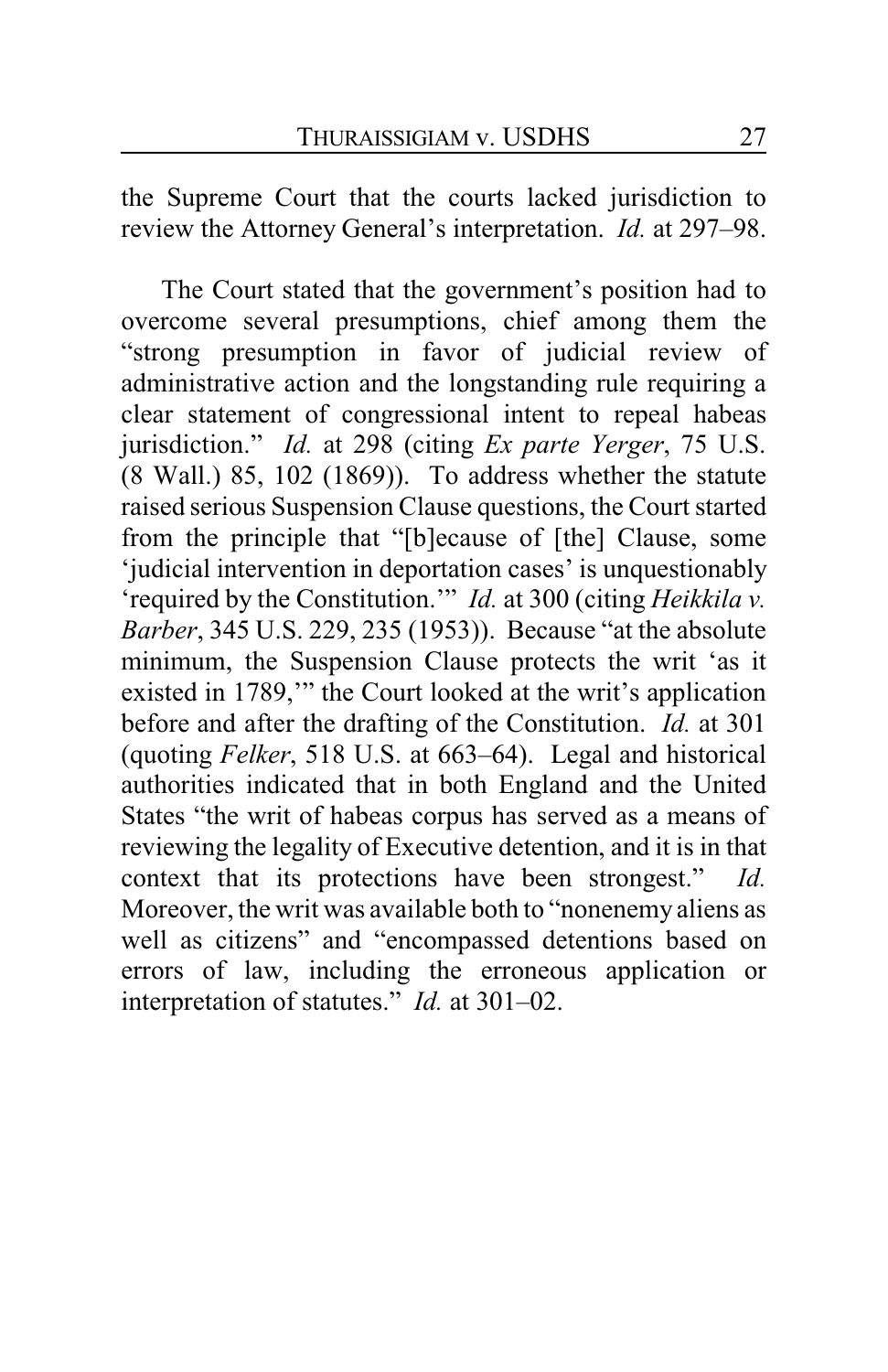the Supreme Court that the courts lacked jurisdiction to review the Attorney General's interpretation. *Id.* at 297–98.

The Court stated that the government's position had to overcome several presumptions, chief among them the "strong presumption in favor of judicial review of administrative action and the longstanding rule requiring a clear statement of congressional intent to repeal habeas jurisdiction." *Id.* at 298 (citing *Ex parte Yerger*, 75 U.S. (8 Wall.) 85, 102 (1869)). To address whether the statute raised serious Suspension Clause questions, the Court started from the principle that "[b]ecause of [the] Clause, some 'judicial intervention in deportation cases' is unquestionably 'required by the Constitution.'" *Id.* at 300 (citing *Heikkila v. Barber*, 345 U.S. 229, 235 (1953)). Because "at the absolute minimum, the Suspension Clause protects the writ 'as it existed in 1789,'" the Court looked at the writ's application before and after the drafting of the Constitution. *Id.* at 301 (quoting *Felker*, 518 U.S. at 663–64). Legal and historical authorities indicated that in both England and the United States "the writ of habeas corpus has served as a means of reviewing the legality of Executive detention, and it is in that context that its protections have been strongest." *Id.* Moreover, the writ was available both to "nonenemy aliens as well as citizens" and "encompassed detentions based on errors of law, including the erroneous application or interpretation of statutes." *Id.* at 301–02.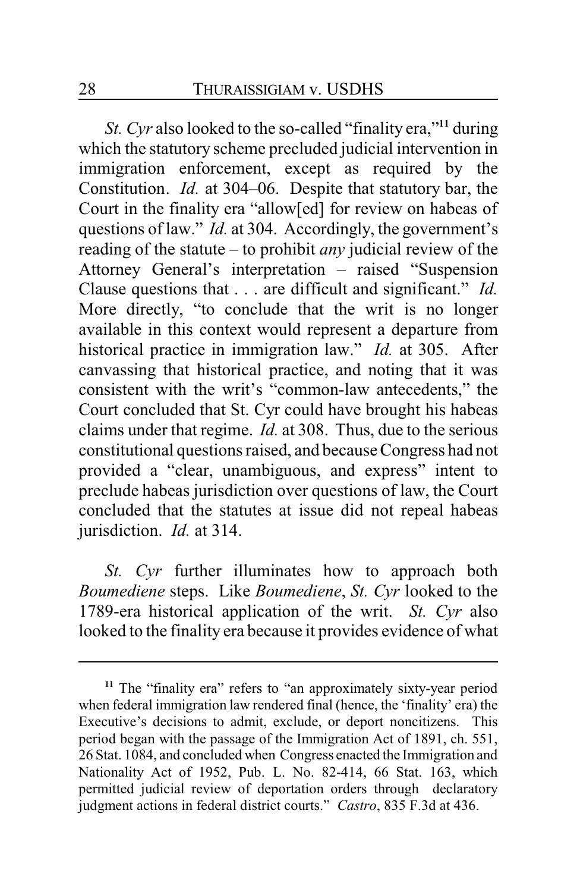*St. Cyr* also looked to the so-called "finality era,"[11] during which the statutory scheme precluded judicial intervention in immigration enforcement, except as required by the Constitution. *Id.* at 304–06. Despite that statutory bar, the Court in the finality era "allow[ed] for review on habeas of questions of law." *Id.* at 304. Accordingly, the government's reading of the statute – to prohibit *any* judicial review of the Attorney General's interpretation – raised "Suspension Clause questions that . . . are difficult and significant." *Id.* More directly, "to conclude that the writ is no longer available in this context would represent a departure from historical practice in immigration law." *Id.* at 305. After canvassing that historical practice, and noting that it was consistent with the writ's "common-law antecedents," the Court concluded that St. Cyr could have brought his habeas claims under that regime. *Id.* at 308. Thus, due to the serious constitutional questions raised, and because Congress had not provided a "clear, unambiguous, and express" intent to preclude habeas jurisdiction over questions of law, the Court concluded that the statutes at issue did not repeal habeas jurisdiction. *Id.* at 314.

*St. Cyr* further illuminates how to approach both *Boumediene* steps. Like *Boumediene*, *St. Cyr* looked to the 1789-era historical application of the writ. *St. Cyr* also looked to the finality era because it provides evidence of what

---

[11] The "finality era" refers to "an approximately sixty-year period when federal immigration law rendered final (hence, the 'finality' era) the Executive's decisions to admit, exclude, or deport noncitizens. This period began with the passage of the Immigration Act of 1891, ch. 551, 26 Stat. 1084, and concluded when Congress enacted the Immigration and Nationality Act of 1952, Pub. L. No. 82-414, 66 Stat. 163, which permitted judicial review of deportation orders through declaratory judgment actions in federal district courts." *Castro*, 835 F.3d at 436.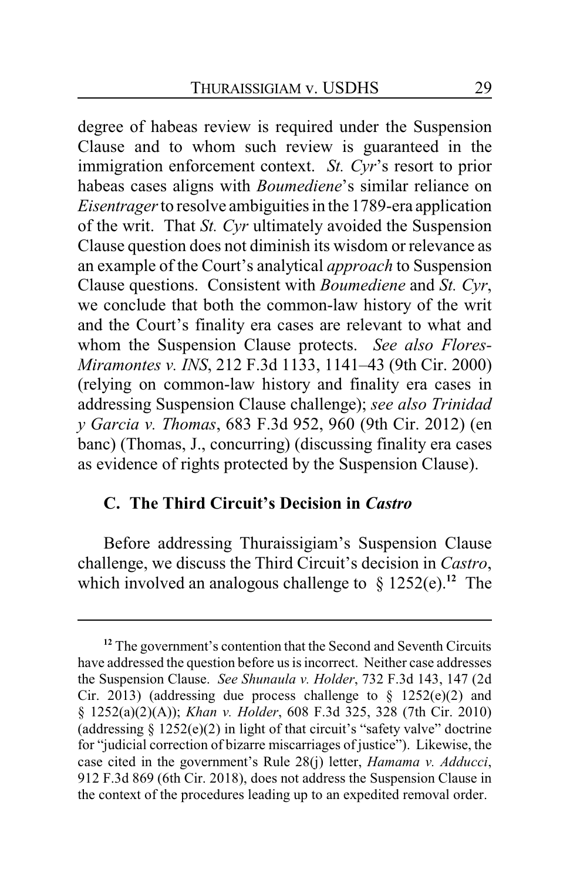degree of habeas review is required under the Suspension Clause and to whom such review is guaranteed in the immigration enforcement context. *St. Cyr*'s resort to prior habeas cases aligns with *Boumediene*'s similar reliance on *Eisentrager* to resolve ambiguities in the 1789-era application of the writ. That *St. Cyr* ultimately avoided the Suspension Clause question does not diminish its wisdom or relevance as an example of the Court's analytical *approach* to Suspension Clause questions. Consistent with *Boumediene* and *St. Cyr*, we conclude that both the common-law history of the writ and the Court's finality era cases are relevant to what and whom the Suspension Clause protects. *See also Flores-Miramontes v. INS*, 212 F.3d 1133, 1141–43 (9th Cir. 2000) (relying on common-law history and finality era cases in addressing Suspension Clause challenge); *see also Trinidad y Garcia v. Thomas*, 683 F.3d 952, 960 (9th Cir. 2012) (en banc) (Thomas, J., concurring) (discussing finality era cases as evidence of rights protected by the Suspension Clause).

### C. The Third Circuit's Decision in *Castro*

Before addressing Thuraissigiam's Suspension Clause challenge, we discuss the Third Circuit's decision in *Castro*, which involved an analogous challenge to § 1252(e).[12] The

---

[12] The government's contention that the Second and Seventh Circuits have addressed the question before us is incorrect. Neither case addresses the Suspension Clause. *See Shunaula v. Holder*, 732 F.3d 143, 147 (2d Cir. 2013) (addressing due process challenge to § 1252(e)(2) and § 1252(a)(2)(A)); *Khan v. Holder*, 608 F.3d 325, 328 (7th Cir. 2010) (addressing § 1252(e)(2) in light of that circuit's "safety valve" doctrine for "judicial correction of bizarre miscarriages of justice"). Likewise, the case cited in the government's Rule 28(j) letter, *Hamama v. Adducci*, 912 F.3d 869 (6th Cir. 2018), does not address the Suspension Clause in the context of the procedures leading up to an expedited removal order.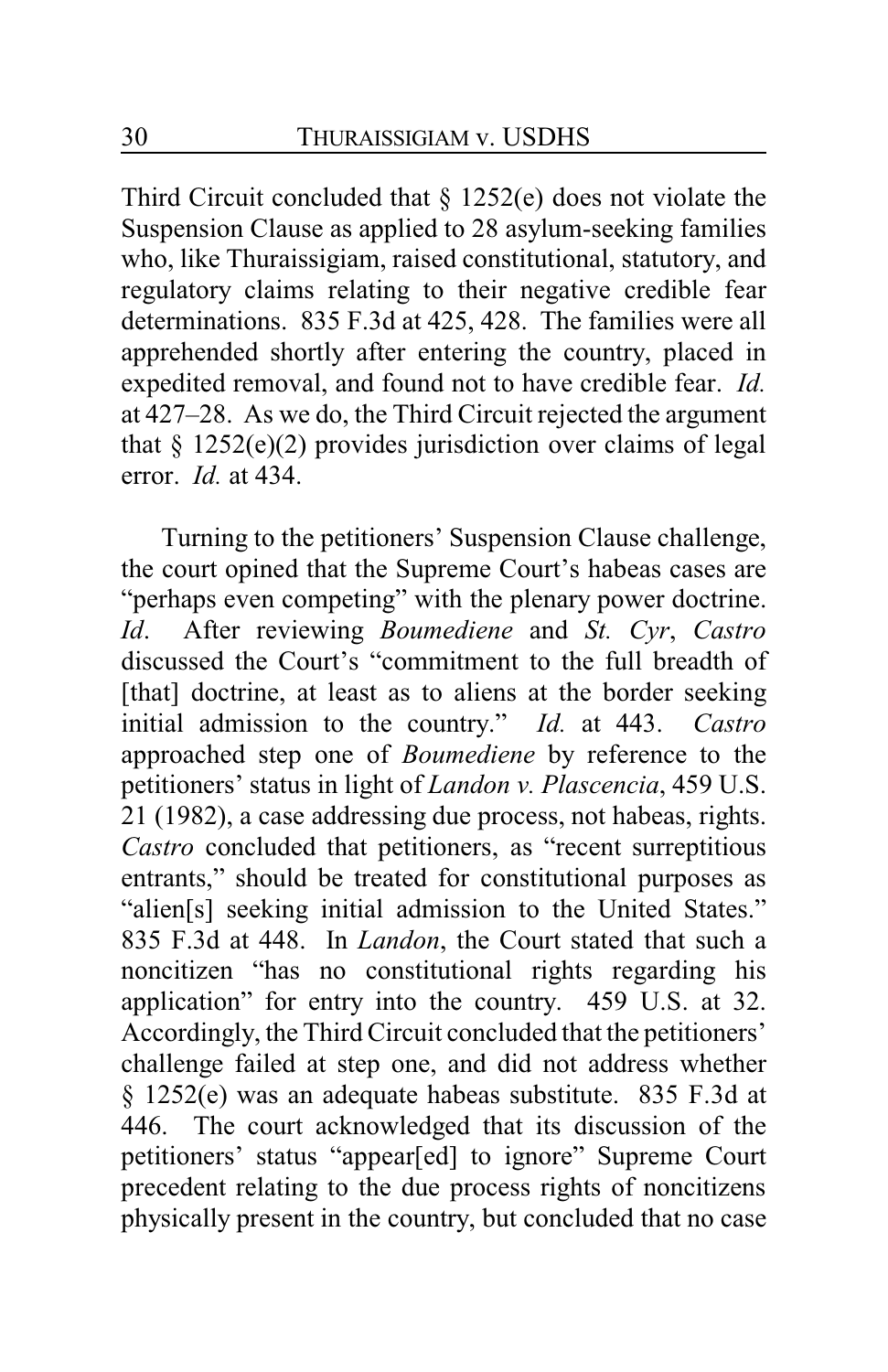Third Circuit concluded that § 1252(e) does not violate the Suspension Clause as applied to 28 asylum-seeking families who, like Thuraissigiam, raised constitutional, statutory, and regulatory claims relating to their negative credible fear determinations. 835 F.3d at 425, 428. The families were all apprehended shortly after entering the country, placed in expedited removal, and found not to have credible fear. *Id.* at 427–28. As we do, the Third Circuit rejected the argument that § 1252(e)(2) provides jurisdiction over claims of legal error. *Id.* at 434.

Turning to the petitioners' Suspension Clause challenge, the court opined that the Supreme Court's habeas cases are "perhaps even competing" with the plenary power doctrine. *Id*. After reviewing *Boumediene* and *St. Cyr*, *Castro* discussed the Court's "commitment to the full breadth of [that] doctrine, at least as to aliens at the border seeking initial admission to the country." *Id.* at 443. *Castro* approached step one of *Boumediene* by reference to the petitioners' status in light of *Landon v. Plascencia*, 459 U.S. 21 (1982), a case addressing due process, not habeas, rights. *Castro* concluded that petitioners, as "recent surreptitious entrants," should be treated for constitutional purposes as "alien[s] seeking initial admission to the United States." 835 F.3d at 448. In *Landon*, the Court stated that such a noncitizen "has no constitutional rights regarding his application" for entry into the country. 459 U.S. at 32. Accordingly, the Third Circuit concluded that the petitioners' challenge failed at step one, and did not address whether § 1252(e) was an adequate habeas substitute. 835 F.3d at 446. The court acknowledged that its discussion of the petitioners' status "appear[ed] to ignore" Supreme Court precedent relating to the due process rights of noncitizens physically present in the country, but concluded that no case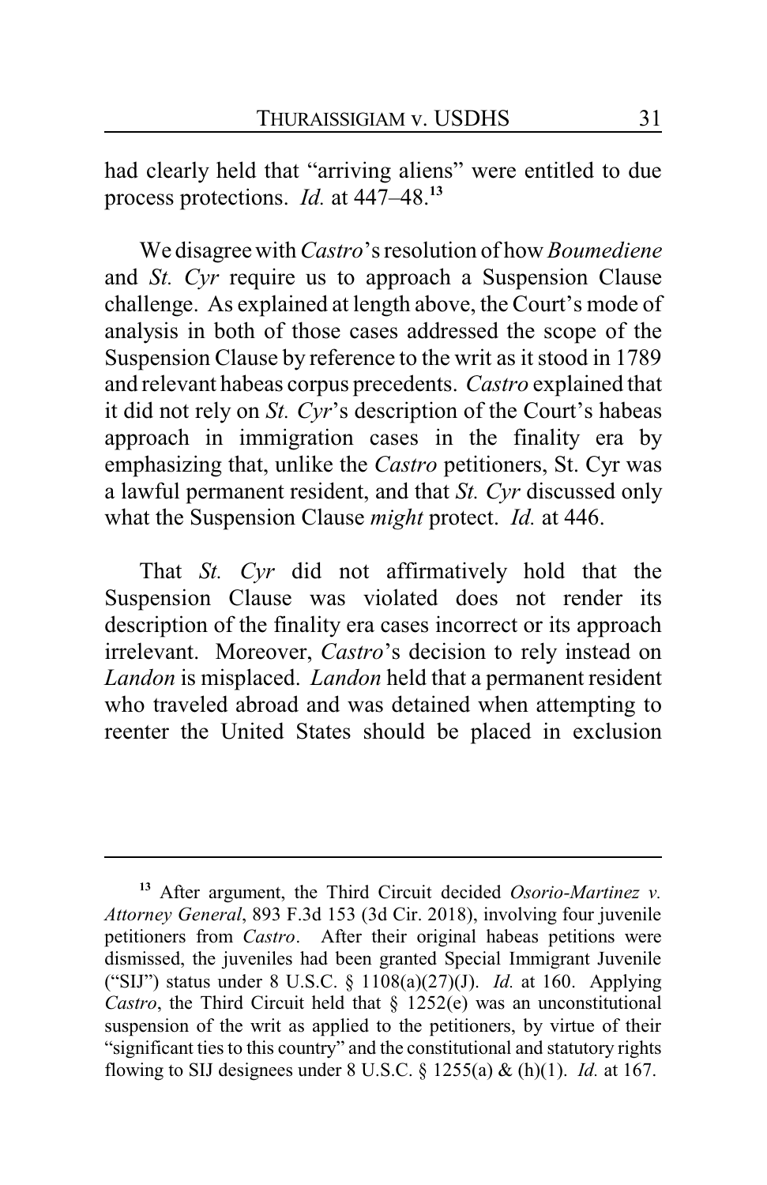had clearly held that "arriving aliens" were entitled to due process protections. *Id.* at 447–48.[13]

We disagree with *Castro*'s resolution of how *Boumediene* and *St. Cyr* require us to approach a Suspension Clause challenge. As explained at length above, the Court's mode of analysis in both of those cases addressed the scope of the Suspension Clause by reference to the writ as it stood in 1789 and relevant habeas corpus precedents. *Castro* explained that it did not rely on *St. Cyr*'s description of the Court's habeas approach in immigration cases in the finality era by emphasizing that, unlike the *Castro* petitioners, St. Cyr was a lawful permanent resident, and that *St. Cyr* discussed only what the Suspension Clause *might* protect. *Id.* at 446.

That *St. Cyr* did not affirmatively hold that the Suspension Clause was violated does not render its description of the finality era cases incorrect or its approach irrelevant. Moreover, *Castro*'s decision to rely instead on *Landon* is misplaced. *Landon* held that a permanent resident who traveled abroad and was detained when attempting to reenter the United States should be placed in exclusion

---

[13] After argument, the Third Circuit decided *Osorio-Martinez v. Attorney General*, 893 F.3d 153 (3d Cir. 2018), involving four juvenile petitioners from *Castro*. After their original habeas petitions were dismissed, the juveniles had been granted Special Immigrant Juvenile ("SIJ") status under 8 U.S.C. § 1108(a)(27)(J). *Id.* at 160. Applying *Castro*, the Third Circuit held that § 1252(e) was an unconstitutional suspension of the writ as applied to the petitioners, by virtue of their "significant ties to this country" and the constitutional and statutory rights flowing to SIJ designees under 8 U.S.C. § 1255(a) & (h)(1). *Id.* at 167.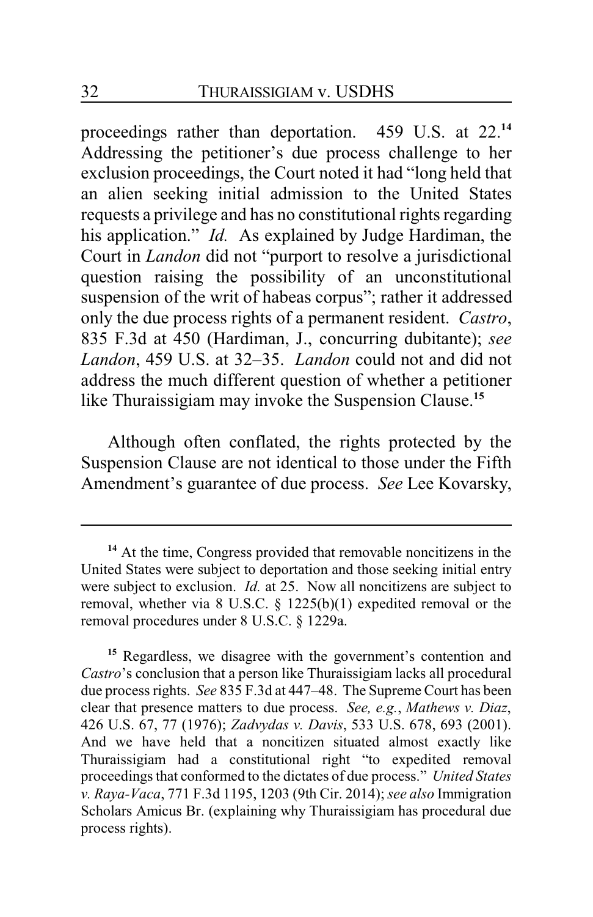proceedings rather than deportation. 459 U.S. at 22.[14] Addressing the petitioner's due process challenge to her exclusion proceedings, the Court noted it had "long held that an alien seeking initial admission to the United States requests a privilege and has no constitutional rights regarding his application." *Id.* As explained by Judge Hardiman, the Court in *Landon* did not "purport to resolve a jurisdictional question raising the possibility of an unconstitutional suspension of the writ of habeas corpus"; rather it addressed only the due process rights of a permanent resident. *Castro*, 835 F.3d at 450 (Hardiman, J., concurring dubitante); *see Landon*, 459 U.S. at 32–35. *Landon* could not and did not address the much different question of whether a petitioner like Thuraissigiam may invoke the Suspension Clause.[15]

Although often conflated, the rights protected by the Suspension Clause are not identical to those under the Fifth Amendment's guarantee of due process. *See* Lee Kovarsky,

---

[14] At the time, Congress provided that removable noncitizens in the United States were subject to deportation and those seeking initial entry were subject to exclusion. *Id.* at 25. Now all noncitizens are subject to removal, whether via 8 U.S.C. § 1225(b)(1) expedited removal or the removal procedures under 8 U.S.C. § 1229a.

[15] Regardless, we disagree with the government's contention and *Castro*'s conclusion that a person like Thuraissigiam lacks all procedural due process rights. *See* 835 F.3d at 447–48. The Supreme Court has been clear that presence matters to due process. *See, e.g.*, *Mathews v. Diaz*, 426 U.S. 67, 77 (1976); *Zadvydas v. Davis*, 533 U.S. 678, 693 (2001). And we have held that a noncitizen situated almost exactly like Thuraissigiam had a constitutional right "to expedited removal proceedings that conformed to the dictates of due process." *United States v. Raya-Vaca*, 771 F.3d 1195, 1203 (9th Cir. 2014); *see also* Immigration Scholars Amicus Br. (explaining why Thuraissigiam has procedural due process rights).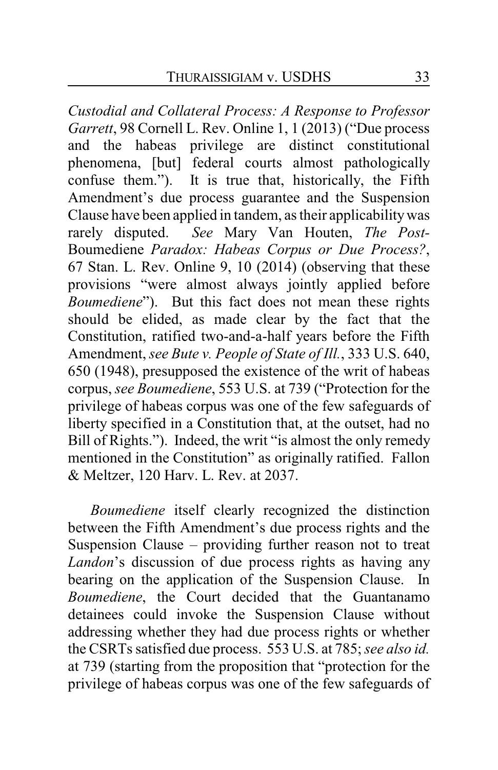*Custodial and Collateral Process: A Response to Professor Garrett*, 98 Cornell L. Rev. Online 1, 1 (2013) ("Due process and the habeas privilege are distinct constitutional phenomena, [but] federal courts almost pathologically confuse them."). It is true that, historically, the Fifth Amendment's due process guarantee and the Suspension Clause have been applied in tandem, as their applicability was rarely disputed. *See* Mary Van Houten, *The Post-*Boumediene *Paradox: Habeas Corpus or Due Process?*, 67 Stan. L. Rev. Online 9, 10 (2014) (observing that these provisions "were almost always jointly applied before *Boumediene*"). But this fact does not mean these rights should be elided, as made clear by the fact that the Constitution, ratified two-and-a-half years before the Fifth Amendment, *see Bute v. People of State of Ill.*, 333 U.S. 640, 650 (1948), presupposed the existence of the writ of habeas corpus, *see Boumediene*, 553 U.S. at 739 ("Protection for the privilege of habeas corpus was one of the few safeguards of liberty specified in a Constitution that, at the outset, had no Bill of Rights."). Indeed, the writ "is almost the only remedy mentioned in the Constitution" as originally ratified. Fallon & Meltzer, 120 Harv. L. Rev. at 2037.

*Boumediene* itself clearly recognized the distinction between the Fifth Amendment's due process rights and the Suspension Clause – providing further reason not to treat *Landon*'s discussion of due process rights as having any bearing on the application of the Suspension Clause. In *Boumediene*, the Court decided that the Guantanamo detainees could invoke the Suspension Clause without addressing whether they had due process rights or whether the CSRTs satisfied due process. 553 U.S. at 785; *see also id.* at 739 (starting from the proposition that "protection for the privilege of habeas corpus was one of the few safeguards of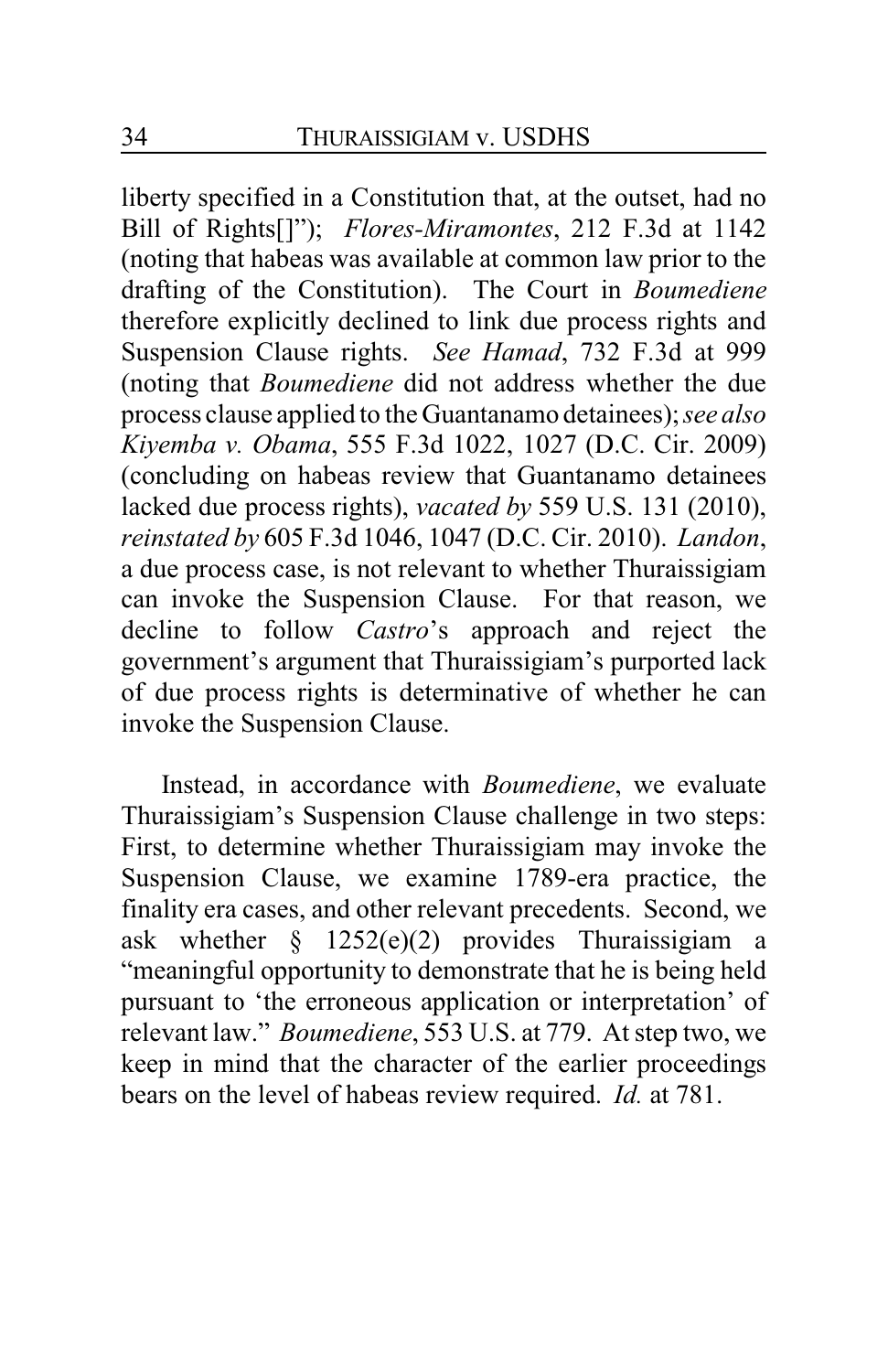liberty specified in a Constitution that, at the outset, had no Bill of Rights[]"); *Flores-Miramontes*, 212 F.3d at 1142 (noting that habeas was available at common law prior to the drafting of the Constitution). The Court in *Boumediene* therefore explicitly declined to link due process rights and Suspension Clause rights. *See Hamad*, 732 F.3d at 999 (noting that *Boumediene* did not address whether the due process clause applied to the Guantanamo detainees); *see also Kiyemba v. Obama*, 555 F.3d 1022, 1027 (D.C. Cir. 2009) (concluding on habeas review that Guantanamo detainees lacked due process rights), *vacated by* 559 U.S. 131 (2010), *reinstated by* 605 F.3d 1046, 1047 (D.C. Cir. 2010). *Landon*, a due process case, is not relevant to whether Thuraissigiam can invoke the Suspension Clause. For that reason, we decline to follow *Castro*'s approach and reject the government's argument that Thuraissigiam's purported lack of due process rights is determinative of whether he can invoke the Suspension Clause.

Instead, in accordance with *Boumediene*, we evaluate Thuraissigiam's Suspension Clause challenge in two steps: First, to determine whether Thuraissigiam may invoke the Suspension Clause, we examine 1789-era practice, the finality era cases, and other relevant precedents. Second, we ask whether § 1252(e)(2) provides Thuraissigiam a "meaningful opportunity to demonstrate that he is being held pursuant to 'the erroneous application or interpretation' of relevant law." *Boumediene*, 553 U.S. at 779. At step two, we keep in mind that the character of the earlier proceedings bears on the level of habeas review required. *Id.* at 781.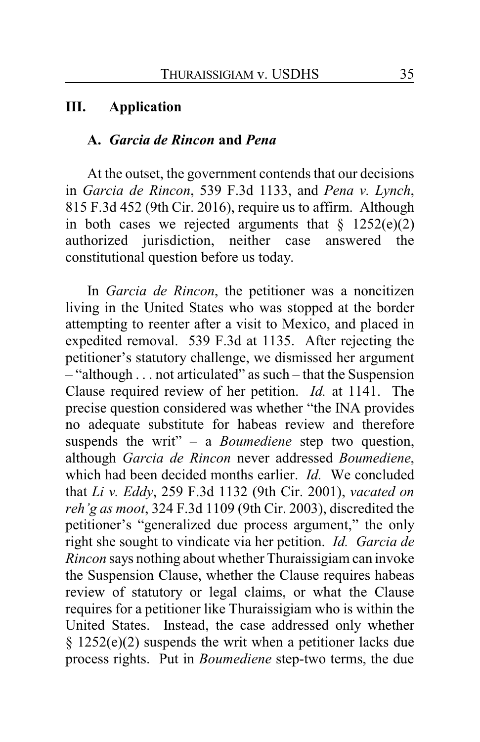## III. Application

### A. *Garcia de Rincon* and *Pena*

At the outset, the government contends that our decisions in *Garcia de Rincon*, 539 F.3d 1133, and *Pena v. Lynch*, 815 F.3d 452 (9th Cir. 2016), require us to affirm. Although in both cases we rejected arguments that § 1252(e)(2) authorized jurisdiction, neither case answered the constitutional question before us today.

In *Garcia de Rincon*, the petitioner was a noncitizen living in the United States who was stopped at the border attempting to reenter after a visit to Mexico, and placed in expedited removal. 539 F.3d at 1135. After rejecting the petitioner's statutory challenge, we dismissed her argument – "although . . . not articulated" as such – that the Suspension Clause required review of her petition. *Id.* at 1141. The precise question considered was whether "the INA provides no adequate substitute for habeas review and therefore suspends the writ" – a *Boumediene* step two question, although *Garcia de Rincon* never addressed *Boumediene*, which had been decided months earlier. *Id.* We concluded that *Li v. Eddy*, 259 F.3d 1132 (9th Cir. 2001), *vacated on reh'g as moot*, 324 F.3d 1109 (9th Cir. 2003), discredited the petitioner's "generalized due process argument," the only right she sought to vindicate via her petition. *Id. Garcia de Rincon* says nothing about whether Thuraissigiam can invoke the Suspension Clause, whether the Clause requires habeas review of statutory or legal claims, or what the Clause requires for a petitioner like Thuraissigiam who is within the United States. Instead, the case addressed only whether § 1252(e)(2) suspends the writ when a petitioner lacks due process rights. Put in *Boumediene* step-two terms, the due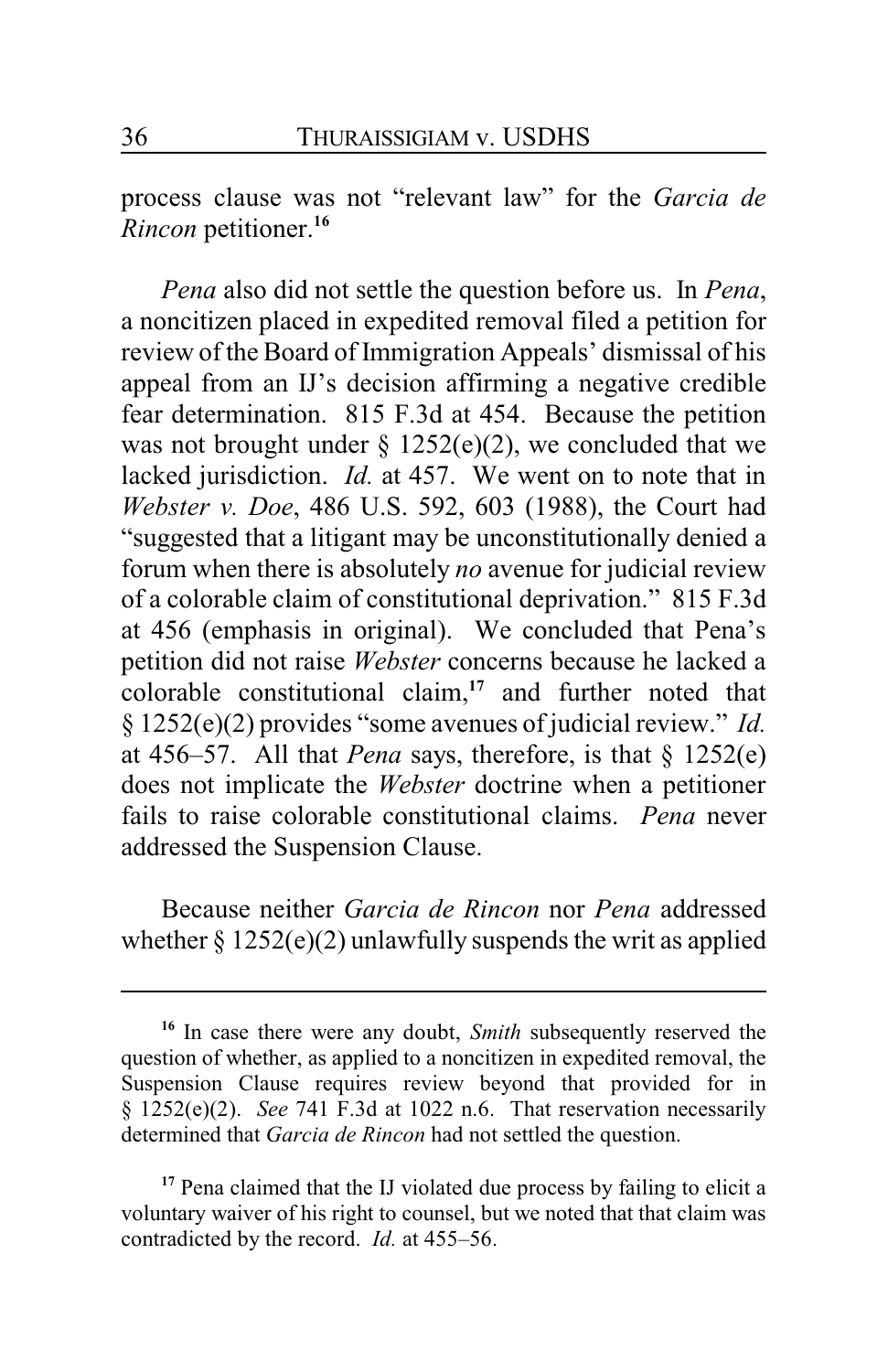process clause was not "relevant law" for the *Garcia de Rincon* petitioner.[16]

*Pena* also did not settle the question before us. In *Pena*, a noncitizen placed in expedited removal filed a petition for review of the Board of Immigration Appeals' dismissal of his appeal from an IJ's decision affirming a negative credible fear determination. 815 F.3d at 454. Because the petition was not brought under § 1252(e)(2), we concluded that we lacked jurisdiction. *Id.* at 457. We went on to note that in *Webster v. Doe*, 486 U.S. 592, 603 (1988), the Court had "suggested that a litigant may be unconstitutionally denied a forum when there is absolutely *no* avenue for judicial review of a colorable claim of constitutional deprivation." 815 F.3d at 456 (emphasis in original). We concluded that Pena's petition did not raise *Webster* concerns because he lacked a colorable constitutional claim,[17] and further noted that § 1252(e)(2) provides "some avenues of judicial review." *Id.* at 456–57. All that *Pena* says, therefore, is that § 1252(e) does not implicate the *Webster* doctrine when a petitioner fails to raise colorable constitutional claims. *Pena* never addressed the Suspension Clause.

Because neither *Garcia de Rincon* nor *Pena* addressed whether § 1252(e)(2) unlawfully suspends the writ as applied

---

[16] In case there were any doubt, *Smith* subsequently reserved the question of whether, as applied to a noncitizen in expedited removal, the Suspension Clause requires review beyond that provided for in § 1252(e)(2). *See* 741 F.3d at 1022 n.6. That reservation necessarily determined that *Garcia de Rincon* had not settled the question.

[17] Pena claimed that the IJ violated due process by failing to elicit a voluntary waiver of his right to counsel, but we noted that that claim was contradicted by the record. *Id.* at 455–56.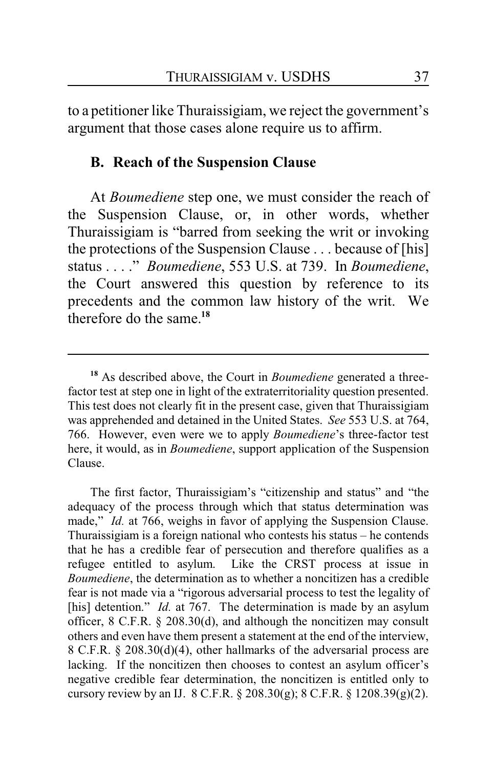to a petitioner like Thuraissigiam, we reject the government's argument that those cases alone require us to affirm.

### B. Reach of the Suspension Clause

At *Boumediene* step one, we must consider the reach of the Suspension Clause, or, in other words, whether Thuraissigiam is "barred from seeking the writ or invoking the protections of the Suspension Clause . . . because of [his] status . . . ." *Boumediene*, 553 U.S. at 739. In *Boumediene*, the Court answered this question by reference to its precedents and the common law history of the writ. We therefore do the same.[18]

---

[18] As described above, the Court in *Boumediene* generated a three-factor test at step one in light of the extraterritoriality question presented. This test does not clearly fit in the present case, given that Thuraissigiam was apprehended and detained in the United States. *See* 553 U.S. at 764, 766. However, even were we to apply *Boumediene*'s three-factor test here, it would, as in *Boumediene*, support application of the Suspension Clause.

The first factor, Thuraissigiam's "citizenship and status" and "the adequacy of the process through which that status determination was made," *Id.* at 766, weighs in favor of applying the Suspension Clause. Thuraissigiam is a foreign national who contests his status – he contends that he has a credible fear of persecution and therefore qualifies as a refugee entitled to asylum. Like the CRST process at issue in *Boumediene*, the determination as to whether a noncitizen has a credible fear is not made via a "rigorous adversarial process to test the legality of [his] detention." *Id.* at 767. The determination is made by an asylum officer, 8 C.F.R. § 208.30(d), and although the noncitizen may consult others and even have them present a statement at the end of the interview, 8 C.F.R. § 208.30(d)(4), other hallmarks of the adversarial process are lacking. If the noncitizen then chooses to contest an asylum officer's negative credible fear determination, the noncitizen is entitled only to cursory review by an IJ. 8 C.F.R. § 208.30(g); 8 C.F.R. § 1208.39(g)(2).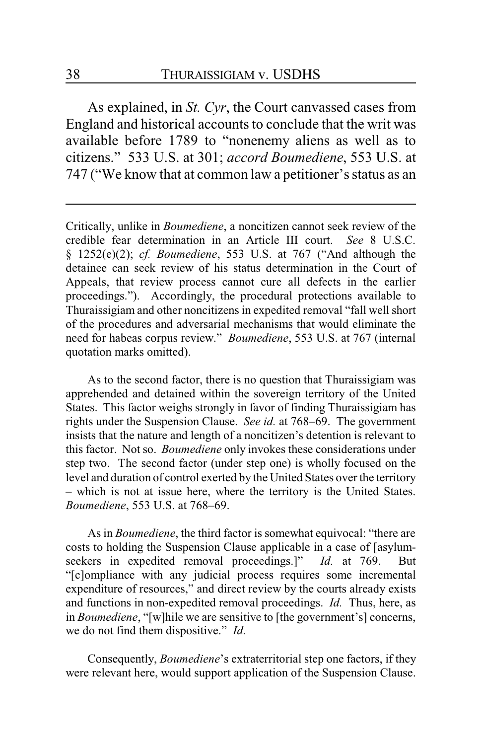As explained, in *St. Cyr*, the Court canvassed cases from England and historical accounts to conclude that the writ was available before 1789 to "nonenemy aliens as well as to citizens." 533 U.S. at 301; *accord Boumediene*, 553 U.S. at 747 ("We know that at common law a petitioner's status as an

---

Critically, unlike in *Boumediene*, a noncitizen cannot seek review of the credible fear determination in an Article III court. *See* 8 U.S.C. § 1252(e)(2); *cf. Boumediene*, 553 U.S. at 767 ("And although the detainee can seek review of his status determination in the Court of Appeals, that review process cannot cure all defects in the earlier proceedings."). Accordingly, the procedural protections available to Thuraissigiam and other noncitizens in expedited removal "fall well short of the procedures and adversarial mechanisms that would eliminate the need for habeas corpus review." *Boumediene*, 553 U.S. at 767 (internal quotation marks omitted).

As to the second factor, there is no question that Thuraissigiam was apprehended and detained within the sovereign territory of the United States. This factor weighs strongly in favor of finding Thuraissigiam has rights under the Suspension Clause. *See id.* at 768–69. The government insists that the nature and length of a noncitizen's detention is relevant to this factor. Not so. *Boumediene* only invokes these considerations under step two. The second factor (under step one) is wholly focused on the level and duration of control exerted by the United States over the territory – which is not at issue here, where the territory is the United States. *Boumediene*, 553 U.S. at 768–69.

As in *Boumediene*, the third factor is somewhat equivocal: "there are costs to holding the Suspension Clause applicable in a case of [asylum-seekers in expedited removal proceedings.]" *Id.* at 769. But "[c]ompliance with any judicial process requires some incremental expenditure of resources," and direct review by the courts already exists and functions in non-expedited removal proceedings. *Id.* Thus, here, as in *Boumediene*, "[w]hile we are sensitive to [the government's] concerns, we do not find them dispositive." *Id.*

Consequently, *Boumediene*'s extraterritorial step one factors, if they were relevant here, would support application of the Suspension Clause.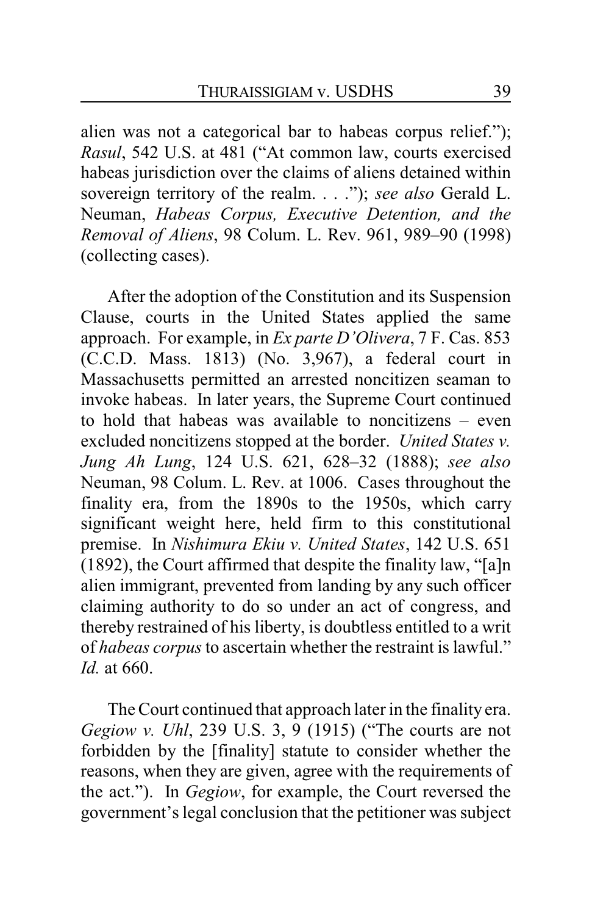alien was not a categorical bar to habeas corpus relief."); *Rasul*, 542 U.S. at 481 ("At common law, courts exercised habeas jurisdiction over the claims of aliens detained within sovereign territory of the realm. . . ."); *see also* Gerald L. Neuman, *Habeas Corpus, Executive Detention, and the Removal of Aliens*, 98 Colum. L. Rev. 961, 989–90 (1998) (collecting cases).

After the adoption of the Constitution and its Suspension Clause, courts in the United States applied the same approach. For example, in *Ex parte D'Olivera*, 7 F. Cas. 853 (C.C.D. Mass. 1813) (No. 3,967), a federal court in Massachusetts permitted an arrested noncitizen seaman to invoke habeas. In later years, the Supreme Court continued to hold that habeas was available to noncitizens – even excluded noncitizens stopped at the border. *United States v. Jung Ah Lung*, 124 U.S. 621, 628–32 (1888); *see also* Neuman, 98 Colum. L. Rev. at 1006. Cases throughout the finality era, from the 1890s to the 1950s, which carry significant weight here, held firm to this constitutional premise. In *Nishimura Ekiu v. United States*, 142 U.S. 651 (1892), the Court affirmed that despite the finality law, "[a]n alien immigrant, prevented from landing by any such officer claiming authority to do so under an act of congress, and thereby restrained of his liberty, is doubtless entitled to a writ of *habeas corpus* to ascertain whether the restraint is lawful." *Id.* at 660.

The Court continued that approach later in the finality era. *Gegiow v. Uhl*, 239 U.S. 3, 9 (1915) ("The courts are not forbidden by the [finality] statute to consider whether the reasons, when they are given, agree with the requirements of the act."). In *Gegiow*, for example, the Court reversed the government's legal conclusion that the petitioner was subject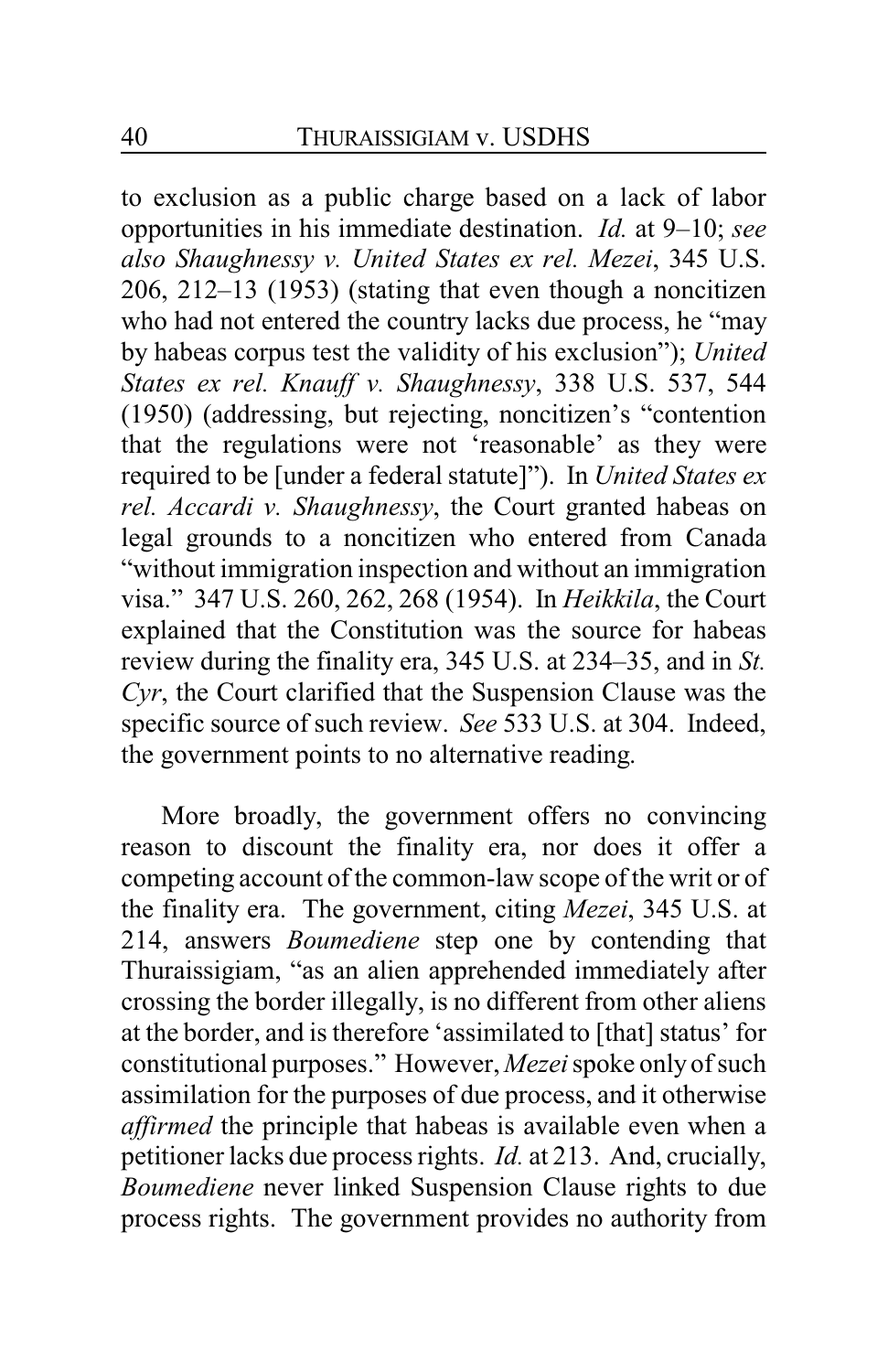to exclusion as a public charge based on a lack of labor opportunities in his immediate destination. *Id.* at 9–10; *see also Shaughnessy v. United States ex rel. Mezei*, 345 U.S. 206, 212–13 (1953) (stating that even though a noncitizen who had not entered the country lacks due process, he "may by habeas corpus test the validity of his exclusion"); *United States ex rel. Knauff v. Shaughnessy*, 338 U.S. 537, 544 (1950) (addressing, but rejecting, noncitizen's "contention that the regulations were not 'reasonable' as they were required to be [under a federal statute]"). In *United States ex rel. Accardi v. Shaughnessy*, the Court granted habeas on legal grounds to a noncitizen who entered from Canada "without immigration inspection and without an immigration visa." 347 U.S. 260, 262, 268 (1954). In *Heikkila*, the Court explained that the Constitution was the source for habeas review during the finality era, 345 U.S. at 234–35, and in *St. Cyr*, the Court clarified that the Suspension Clause was the specific source of such review. *See* 533 U.S. at 304. Indeed, the government points to no alternative reading.

More broadly, the government offers no convincing reason to discount the finality era, nor does it offer a competing account of the common-law scope of the writ or of the finality era. The government, citing *Mezei*, 345 U.S. at 214, answers *Boumediene* step one by contending that Thuraissigiam, "as an alien apprehended immediately after crossing the border illegally, is no different from other aliens at the border, and is therefore 'assimilated to [that] status' for constitutional purposes." However, *Mezei* spoke only of such assimilation for the purposes of due process, and it otherwise *affirmed* the principle that habeas is available even when a petitioner lacks due process rights. *Id.* at 213. And, crucially, *Boumediene* never linked Suspension Clause rights to due process rights. The government provides no authority from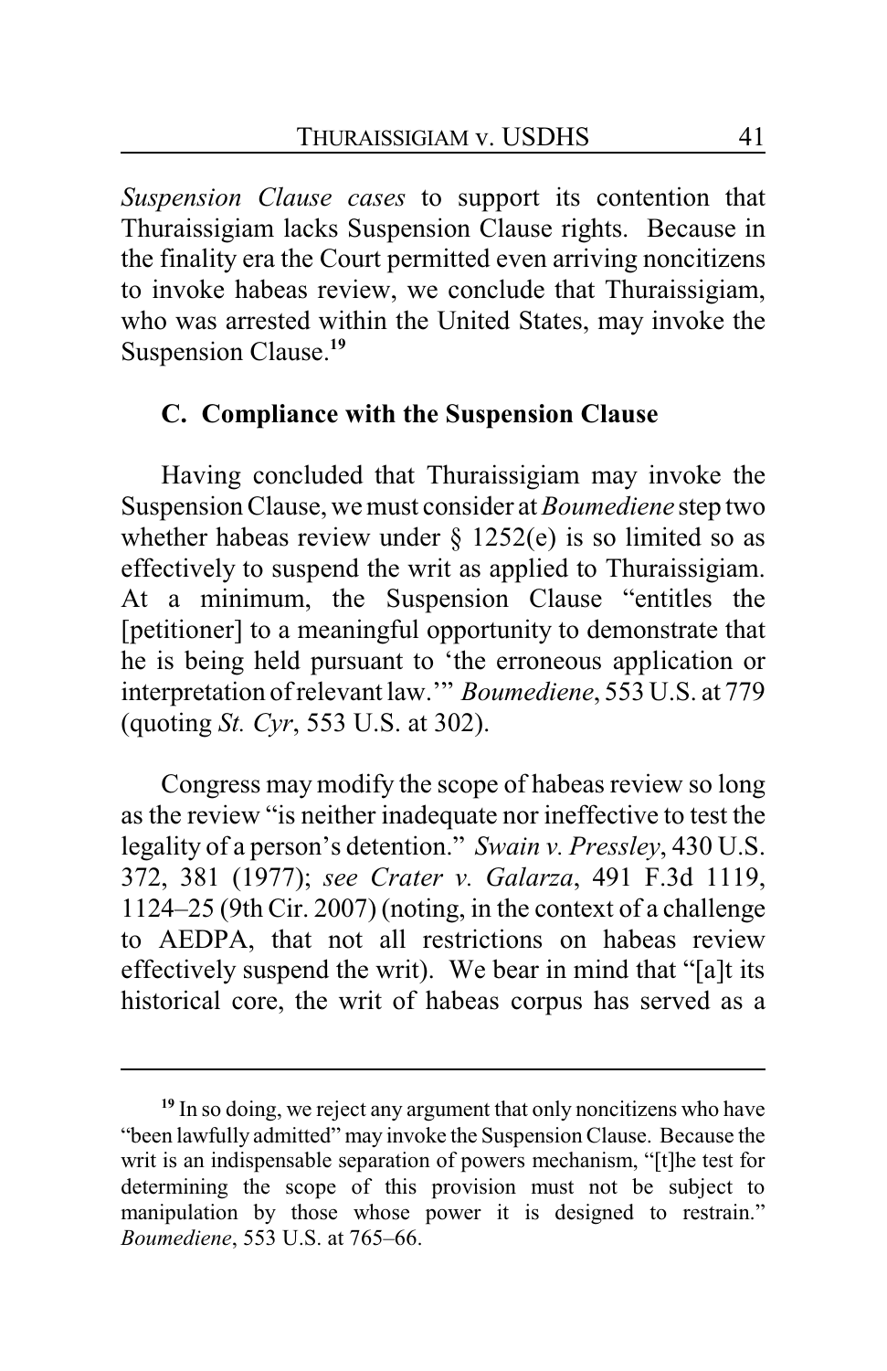*Suspension Clause cases* to support its contention that Thuraissigiam lacks Suspension Clause rights. Because in the finality era the Court permitted even arriving noncitizens to invoke habeas review, we conclude that Thuraissigiam, who was arrested within the United States, may invoke the Suspension Clause.[19]

### C. Compliance with the Suspension Clause

Having concluded that Thuraissigiam may invoke the Suspension Clause, we must consider at *Boumediene* step two whether habeas review under § 1252(e) is so limited so as effectively to suspend the writ as applied to Thuraissigiam. At a minimum, the Suspension Clause "entitles the [petitioner] to a meaningful opportunity to demonstrate that he is being held pursuant to 'the erroneous application or interpretation of relevant law.'" *Boumediene*, 553 U.S. at 779 (quoting *St. Cyr*, 553 U.S. at 302).

Congress may modify the scope of habeas review so long as the review "is neither inadequate nor ineffective to test the legality of a person's detention." *Swain v. Pressley*, 430 U.S. 372, 381 (1977); *see Crater v. Galarza*, 491 F.3d 1119, 1124–25 (9th Cir. 2007) (noting, in the context of a challenge to AEDPA, that not all restrictions on habeas review effectively suspend the writ). We bear in mind that "[a]t its historical core, the writ of habeas corpus has served as a

---

[19] In so doing, we reject any argument that only noncitizens who have "been lawfully admitted" may invoke the Suspension Clause. Because the writ is an indispensable separation of powers mechanism, "[t]he test for determining the scope of this provision must not be subject to manipulation by those whose power it is designed to restrain." *Boumediene*, 553 U.S. at 765–66.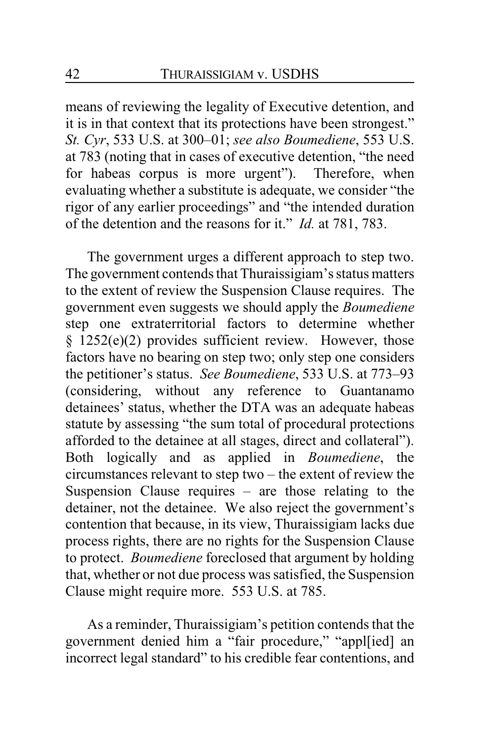means of reviewing the legality of Executive detention, and it is in that context that its protections have been strongest." *St. Cyr*, 533 U.S. at 300–01; *see also Boumediene*, 553 U.S. at 783 (noting that in cases of executive detention, "the need for habeas corpus is more urgent"). Therefore, when evaluating whether a substitute is adequate, we consider "the rigor of any earlier proceedings" and "the intended duration of the detention and the reasons for it." *Id.* at 781, 783.

The government urges a different approach to step two. The government contends that Thuraissigiam's status matters to the extent of review the Suspension Clause requires. The government even suggests we should apply the *Boumediene* step one extraterritorial factors to determine whether § 1252(e)(2) provides sufficient review. However, those factors have no bearing on step two; only step one considers the petitioner's status. *See Boumediene*, 533 U.S. at 773–93 (considering, without any reference to Guantanamo detainees' status, whether the DTA was an adequate habeas statute by assessing "the sum total of procedural protections afforded to the detainee at all stages, direct and collateral"). Both logically and as applied in *Boumediene*, the circumstances relevant to step two – the extent of review the Suspension Clause requires – are those relating to the detainer, not the detainee. We also reject the government's contention that because, in its view, Thuraissigiam lacks due process rights, there are no rights for the Suspension Clause to protect. *Boumediene* foreclosed that argument by holding that, whether or not due process was satisfied, the Suspension Clause might require more. 553 U.S. at 785.

As a reminder, Thuraissigiam's petition contends that the government denied him a "fair procedure," "appl[ied] an incorrect legal standard" to his credible fear contentions, and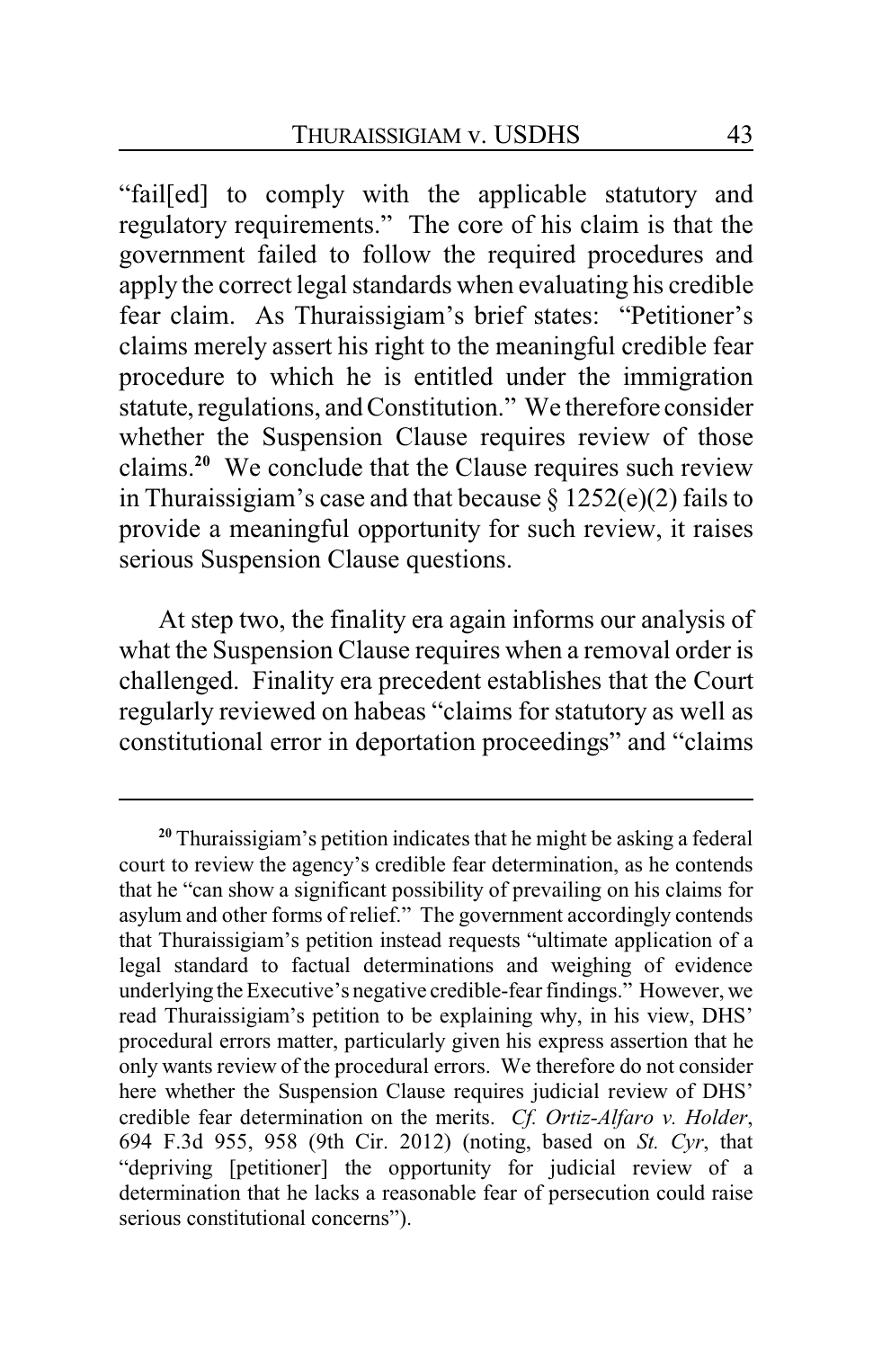"fail[ed] to comply with the applicable statutory and regulatory requirements." The core of his claim is that the government failed to follow the required procedures and apply the correct legal standards when evaluating his credible fear claim. As Thuraissigiam's brief states: "Petitioner's claims merely assert his right to the meaningful credible fear procedure to which he is entitled under the immigration statute, regulations, and Constitution." We therefore consider whether the Suspension Clause requires review of those claims.[20] We conclude that the Clause requires such review in Thuraissigiam's case and that because § 1252(e)(2) fails to provide a meaningful opportunity for such review, it raises serious Suspension Clause questions.

At step two, the finality era again informs our analysis of what the Suspension Clause requires when a removal order is challenged. Finality era precedent establishes that the Court regularly reviewed on habeas "claims for statutory as well as constitutional error in deportation proceedings" and "claims

---

[20] Thuraissigiam's petition indicates that he might be asking a federal court to review the agency's credible fear determination, as he contends that he "can show a significant possibility of prevailing on his claims for asylum and other forms of relief." The government accordingly contends that Thuraissigiam's petition instead requests "ultimate application of a legal standard to factual determinations and weighing of evidence underlying the Executive's negative credible-fear findings." However, we read Thuraissigiam's petition to be explaining why, in his view, DHS' procedural errors matter, particularly given his express assertion that he only wants review of the procedural errors. We therefore do not consider here whether the Suspension Clause requires judicial review of DHS' credible fear determination on the merits. *Cf. Ortiz-Alfaro v. Holder*, 694 F.3d 955, 958 (9th Cir. 2012) (noting, based on *St. Cyr*, that "depriving [petitioner] the opportunity for judicial review of a determination that he lacks a reasonable fear of persecution could raise serious constitutional concerns").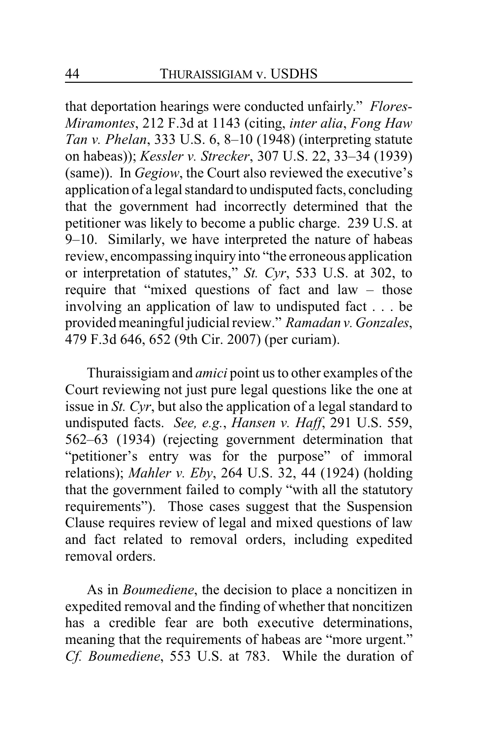that deportation hearings were conducted unfairly." *Flores-Miramontes*, 212 F.3d at 1143 (citing, *inter alia*, *Fong Haw Tan v. Phelan*, 333 U.S. 6, 8–10 (1948) (interpreting statute on habeas)); *Kessler v. Strecker*, 307 U.S. 22, 33–34 (1939) (same)). In *Gegiow*, the Court also reviewed the executive's application of a legal standard to undisputed facts, concluding that the government had incorrectly determined that the petitioner was likely to become a public charge. 239 U.S. at 9–10. Similarly, we have interpreted the nature of habeas review, encompassing inquiry into "the erroneous application or interpretation of statutes," *St. Cyr*, 533 U.S. at 302, to require that "mixed questions of fact and law – those involving an application of law to undisputed fact . . . be provided meaningful judicial review." *Ramadan v. Gonzales*, 479 F.3d 646, 652 (9th Cir. 2007) (per curiam).

Thuraissigiam and *amici* point us to other examples of the Court reviewing not just pure legal questions like the one at issue in *St. Cyr*, but also the application of a legal standard to undisputed facts. *See, e.g.*, *Hansen v. Haff*, 291 U.S. 559, 562–63 (1934) (rejecting government determination that "petitioner's entry was for the purpose" of immoral relations); *Mahler v. Eby*, 264 U.S. 32, 44 (1924) (holding that the government failed to comply "with all the statutory requirements"). Those cases suggest that the Suspension Clause requires review of legal and mixed questions of law and fact related to removal orders, including expedited removal orders.

As in *Boumediene*, the decision to place a noncitizen in expedited removal and the finding of whether that noncitizen has a credible fear are both executive determinations, meaning that the requirements of habeas are "more urgent." *Cf. Boumediene*, 553 U.S. at 783. While the duration of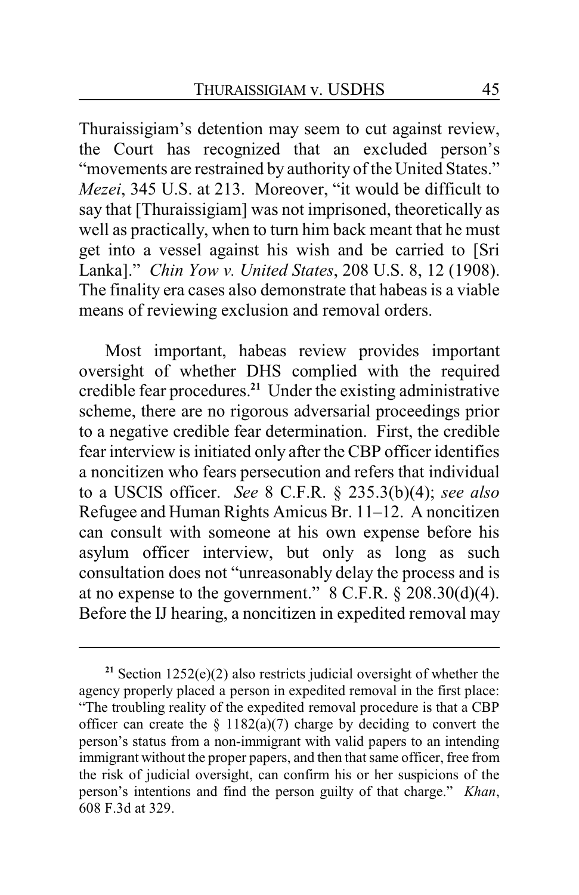Thuraissigiam's detention may seem to cut against review, the Court has recognized that an excluded person's "movements are restrained by authority of the United States." *Mezei*, 345 U.S. at 213. Moreover, "it would be difficult to say that [Thuraissigiam] was not imprisoned, theoretically as well as practically, when to turn him back meant that he must get into a vessel against his wish and be carried to [Sri Lanka]." *Chin Yow v. United States*, 208 U.S. 8, 12 (1908). The finality era cases also demonstrate that habeas is a viable means of reviewing exclusion and removal orders.

Most important, habeas review provides important oversight of whether DHS complied with the required credible fear procedures.[21] Under the existing administrative scheme, there are no rigorous adversarial proceedings prior to a negative credible fear determination. First, the credible fear interview is initiated only after the CBP officer identifies a noncitizen who fears persecution and refers that individual to a USCIS officer. *See* 8 C.F.R. § 235.3(b)(4); *see also* Refugee and Human Rights Amicus Br. 11–12. A noncitizen can consult with someone at his own expense before his asylum officer interview, but only as long as such consultation does not "unreasonably delay the process and is at no expense to the government." 8 C.F.R. § 208.30(d)(4). Before the IJ hearing, a noncitizen in expedited removal may

---

[21] Section 1252(e)(2) also restricts judicial oversight of whether the agency properly placed a person in expedited removal in the first place: "The troubling reality of the expedited removal procedure is that a CBP officer can create the § 1182(a)(7) charge by deciding to convert the person's status from a non-immigrant with valid papers to an intending immigrant without the proper papers, and then that same officer, free from the risk of judicial oversight, can confirm his or her suspicions of the person's intentions and find the person guilty of that charge." *Khan*, 608 F.3d at 329.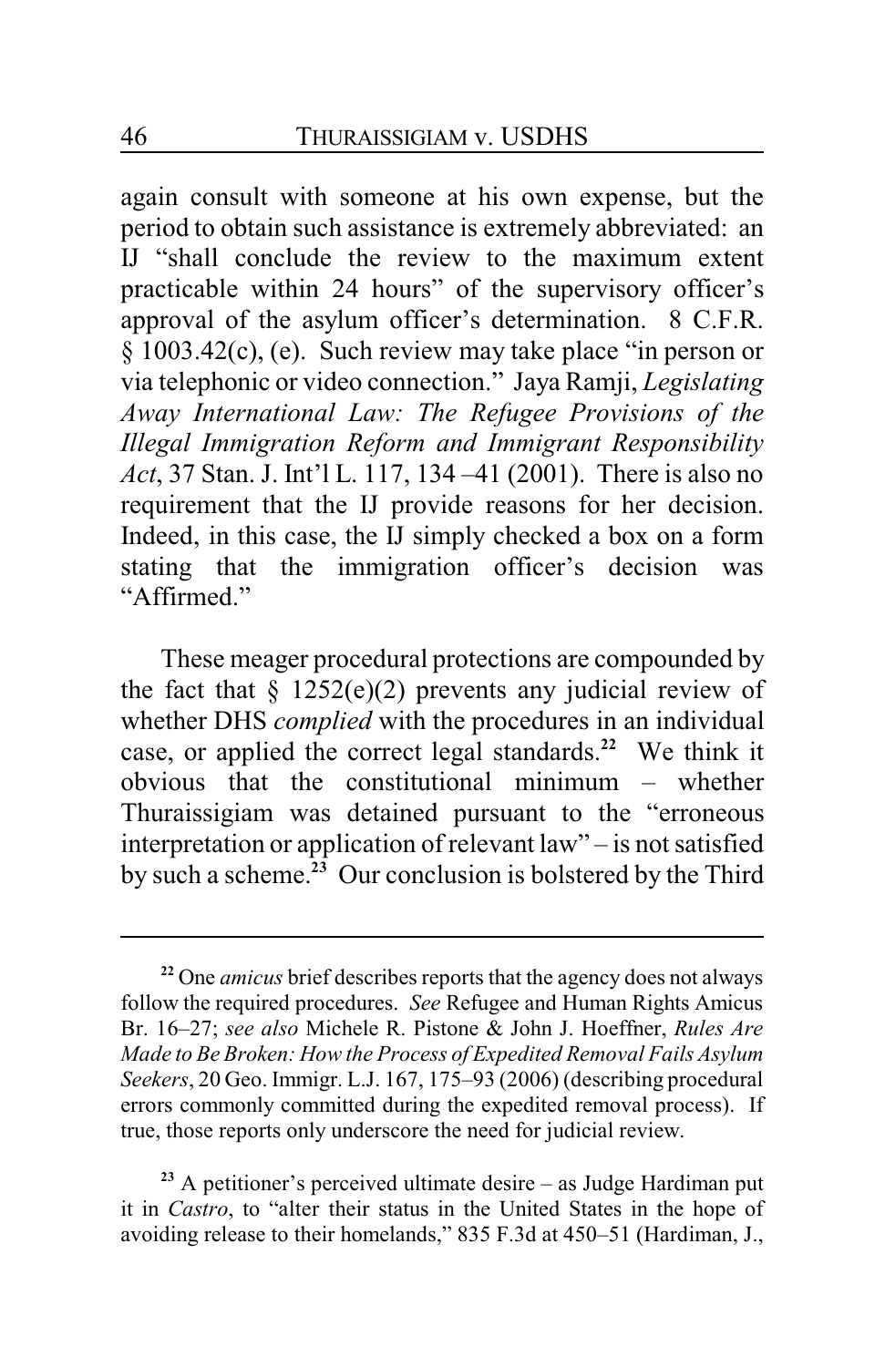again consult with someone at his own expense, but the period to obtain such assistance is extremely abbreviated: an IJ "shall conclude the review to the maximum extent practicable within 24 hours" of the supervisory officer's approval of the asylum officer's determination. 8 C.F.R. § 1003.42(c), (e). Such review may take place "in person or via telephonic or video connection." Jaya Ramji, *Legislating Away International Law: The Refugee Provisions of the Illegal Immigration Reform and Immigrant Responsibility Act*, 37 Stan. J. Int'l L. 117, 134 –41 (2001). There is also no requirement that the IJ provide reasons for her decision. Indeed, in this case, the IJ simply checked a box on a form stating that the immigration officer's decision was "Affirmed."

These meager procedural protections are compounded by the fact that § 1252(e)(2) prevents any judicial review of whether DHS *complied* with the procedures in an individual case, or applied the correct legal standards.[22] We think it obvious that the constitutional minimum – whether Thuraissigiam was detained pursuant to the "erroneous interpretation or application of relevant law" – is not satisfied by such a scheme.[23] Our conclusion is bolstered by the Third

---

[22] One *amicus* brief describes reports that the agency does not always follow the required procedures. *See* Refugee and Human Rights Amicus Br. 16–27; *see also* Michele R. Pistone & John J. Hoeffner, *Rules Are Made to Be Broken: How the Process of Expedited Removal Fails Asylum Seekers*, 20 Geo. Immigr. L.J. 167, 175–93 (2006) (describing procedural errors commonly committed during the expedited removal process). If true, those reports only underscore the need for judicial review.

[23] A petitioner's perceived ultimate desire – as Judge Hardiman put it in *Castro*, to "alter their status in the United States in the hope of avoiding release to their homelands," 835 F.3d at 450–51 (Hardiman, J.,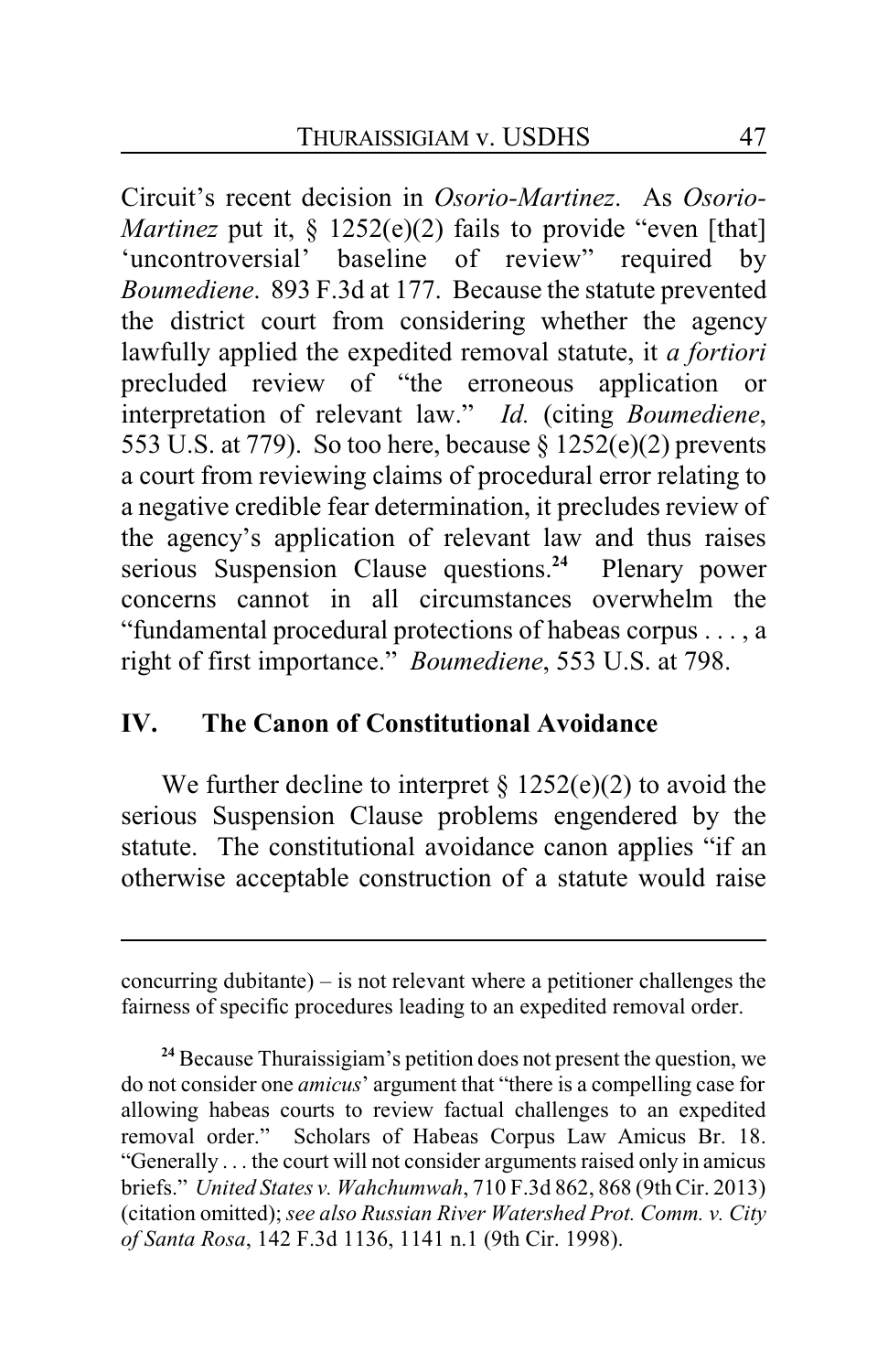Circuit's recent decision in *Osorio-Martinez*. As *Osorio-Martinez* put it, § 1252(e)(2) fails to provide "even [that] 'uncontroversial' baseline of review" required by *Boumediene*. 893 F.3d at 177. Because the statute prevented the district court from considering whether the agency lawfully applied the expedited removal statute, it *a fortiori* precluded review of "the erroneous application or interpretation of relevant law." *Id.* (citing *Boumediene*, 553 U.S. at 779). So too here, because § 1252(e)(2) prevents a court from reviewing claims of procedural error relating to a negative credible fear determination, it precludes review of the agency's application of relevant law and thus raises serious Suspension Clause questions.[24] Plenary power concerns cannot in all circumstances overwhelm the "fundamental procedural protections of habeas corpus . . . , a right of first importance." *Boumediene*, 553 U.S. at 798.

## IV. The Canon of Constitutional Avoidance

We further decline to interpret § 1252(e)(2) to avoid the serious Suspension Clause problems engendered by the statute. The constitutional avoidance canon applies "if an otherwise acceptable construction of a statute would raise

---

concurring dubitante) – is not relevant where a petitioner challenges the fairness of specific procedures leading to an expedited removal order.

[24] Because Thuraissigiam's petition does not present the question, we do not consider one *amicus*' argument that "there is a compelling case for allowing habeas courts to review factual challenges to an expedited removal order." Scholars of Habeas Corpus Law Amicus Br. 18. "Generally . . . the court will not consider arguments raised only in amicus briefs." *United States v. Wahchumwah*, 710 F.3d 862, 868 (9th Cir. 2013) (citation omitted); *see also Russian River Watershed Prot. Comm. v. City of Santa Rosa*, 142 F.3d 1136, 1141 n.1 (9th Cir. 1998).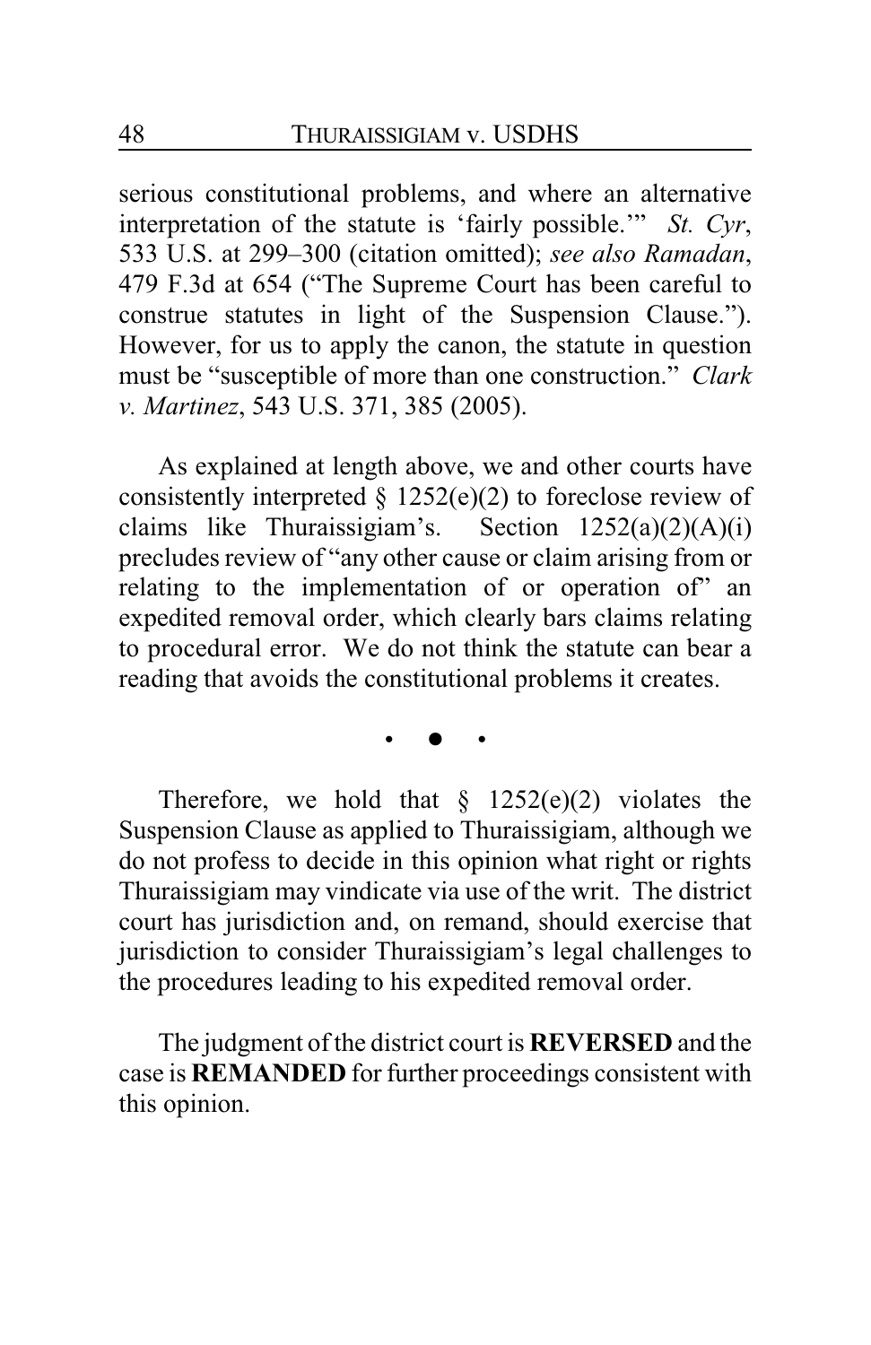serious constitutional problems, and where an alternative interpretation of the statute is 'fairly possible.'" *St. Cyr*, 533 U.S. at 299–300 (citation omitted); *see also Ramadan*, 479 F.3d at 654 ("The Supreme Court has been careful to construe statutes in light of the Suspension Clause."). However, for us to apply the canon, the statute in question must be "susceptible of more than one construction." *Clark v. Martinez*, 543 U.S. 371, 385 (2005).

As explained at length above, we and other courts have consistently interpreted § 1252(e)(2) to foreclose review of claims like Thuraissigiam's. Section 1252(a)(2)(A)(i) precludes review of "any other cause or claim arising from or relating to the implementation of or operation of" an expedited removal order, which clearly bars claims relating to procedural error. We do not think the statute can bear a reading that avoids the constitutional problems it creates.

• ● •

Therefore, we hold that § 1252(e)(2) violates the Suspension Clause as applied to Thuraissigiam, although we do not profess to decide in this opinion what right or rights Thuraissigiam may vindicate via use of the writ. The district court has jurisdiction and, on remand, should exercise that jurisdiction to consider Thuraissigiam's legal challenges to the procedures leading to his expedited removal order.

The judgment of the district court is **REVERSED** and the case is **REMANDED** for further proceedings consistent with this opinion.